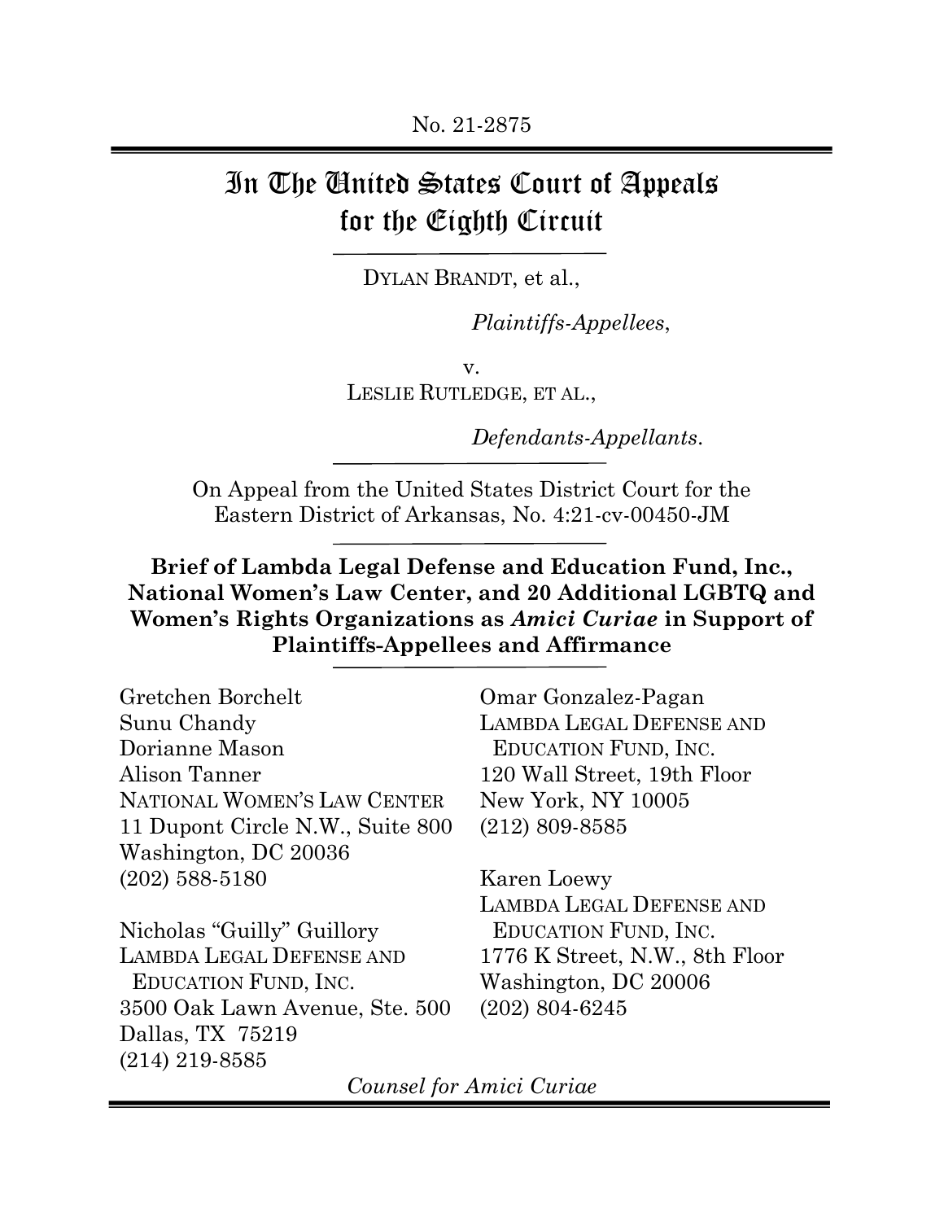No. 21-2875

# In The United States Court of Appeals for the Eighth Circuit

DYLAN BRANDT, et al.,

*Plaintiffs-Appellees*,

v.

LESLIE RUTLEDGE, ET AL.,

*Defendants-Appellants*.

On Appeal from the United States District Court for the Eastern District of Arkansas, No. 4:21-cv-00450-JM

**Brief of Lambda Legal Defense and Education Fund, Inc., National Women's Law Center, and 20 Additional LGBTQ and Women's Rights Organizations as *Amici Curiae* in Support of Plaintiffs-Appellees and Affirmance**

Gretchen Borchelt
Sunu Chandy
Dorianne Mason
Alison Tanner
NATIONAL WOMEN'S LAW CENTER
11 Dupont Circle N.W., Suite 800
Washington, DC 20036
(202) 588-5180

Nicholas "Guilly" Guillory
LAMBDA LEGAL DEFENSE AND EDUCATION FUND, INC.
3500 Oak Lawn Avenue, Ste. 500
Dallas, TX 75219
(214) 219-8585

Omar Gonzalez-Pagan
LAMBDA LEGAL DEFENSE AND EDUCATION FUND, INC.
120 Wall Street, 19th Floor
New York, NY 10005
(212) 809-8585

Karen Loewy
LAMBDA LEGAL DEFENSE AND EDUCATION FUND, INC.
1776 K Street, N.W., 8th Floor
Washington, DC 20006
(202) 804-6245

*Counsel for Amici Curiae*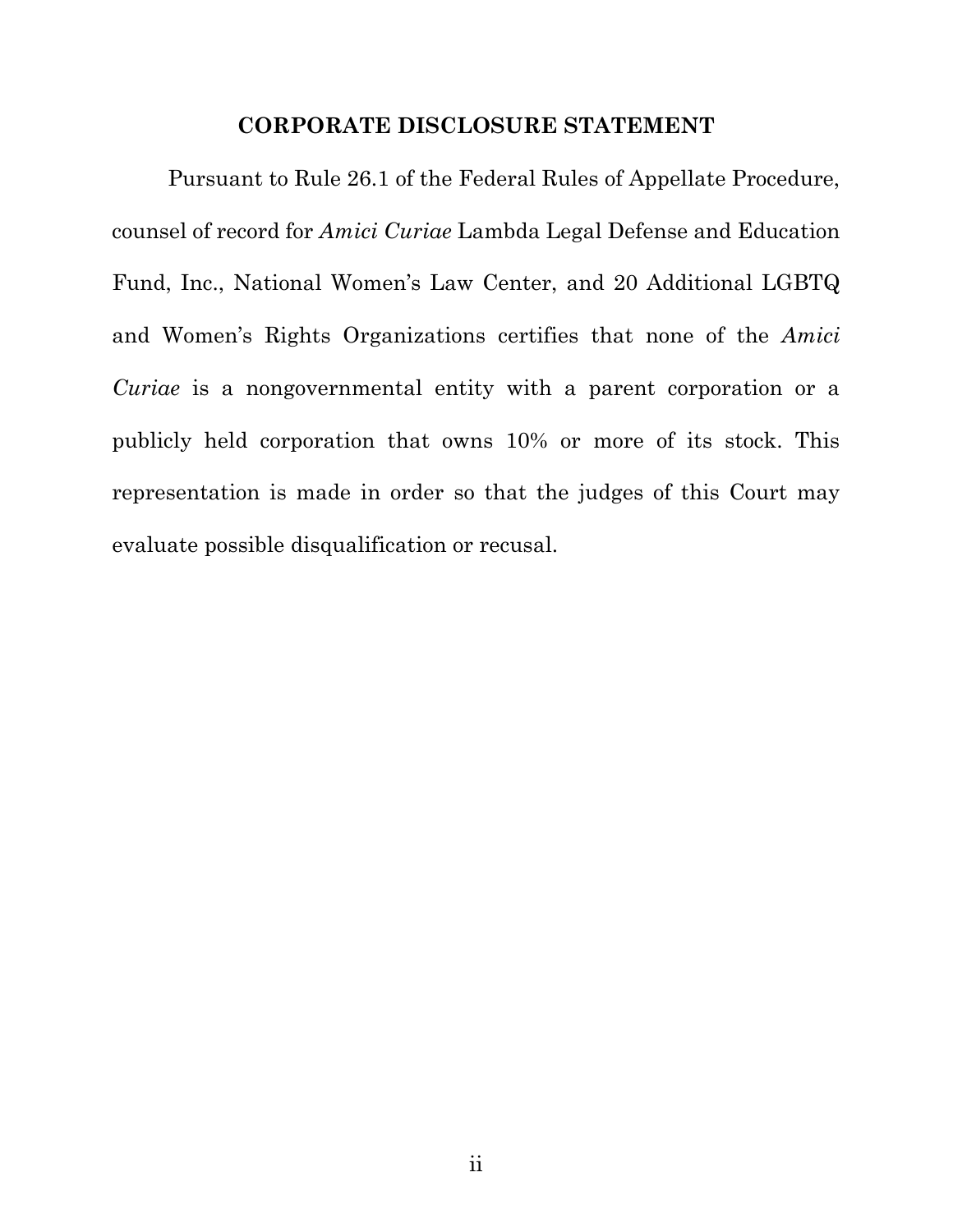## CORPORATE DISCLOSURE STATEMENT

Pursuant to Rule 26.1 of the Federal Rules of Appellate Procedure, counsel of record for *Amici Curiae* Lambda Legal Defense and Education Fund, Inc., National Women's Law Center, and 20 Additional LGBTQ and Women's Rights Organizations certifies that none of the *Amici Curiae* is a nongovernmental entity with a parent corporation or a publicly held corporation that owns 10% or more of its stock. This representation is made in order so that the judges of this Court may evaluate possible disqualification or recusal.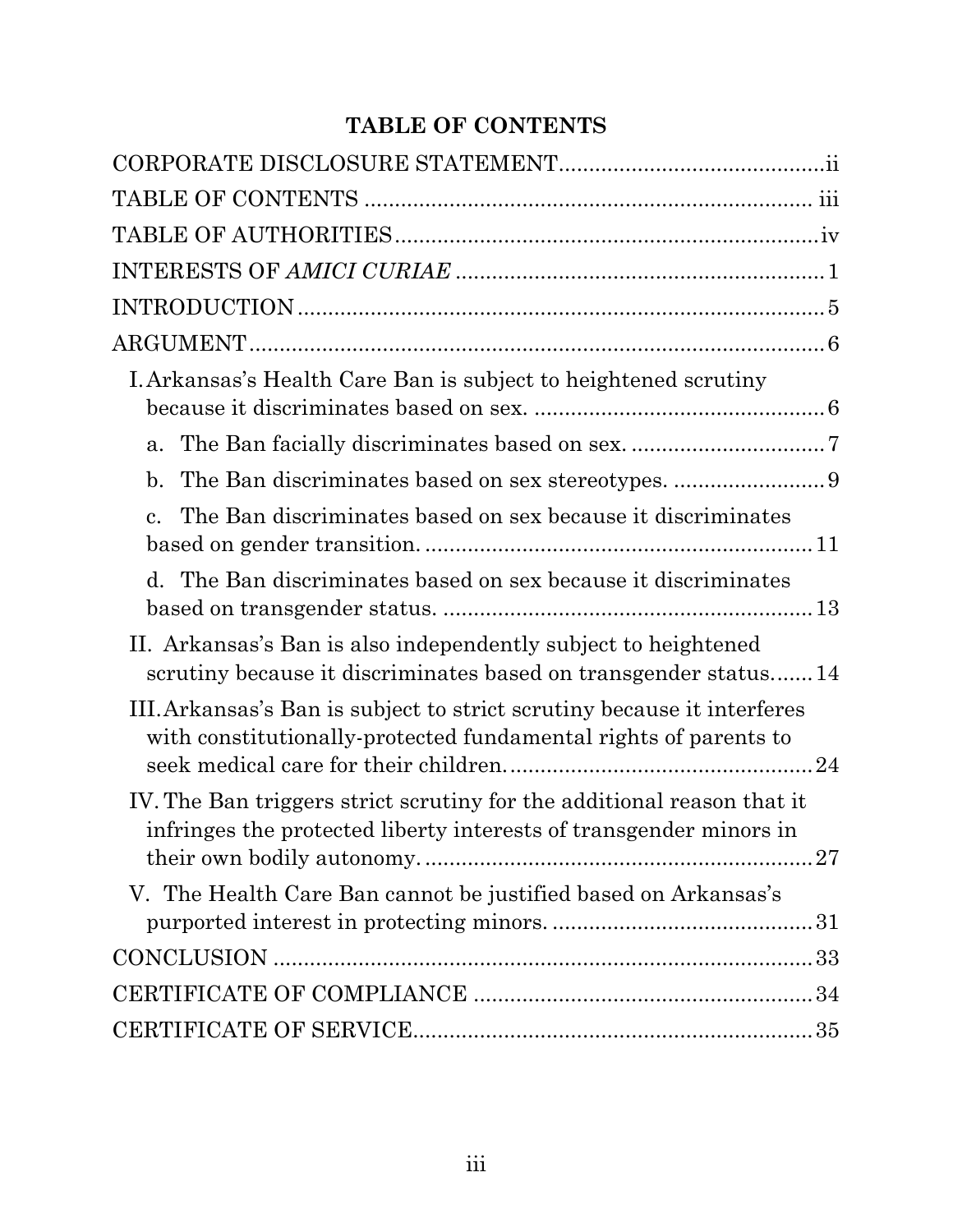# TABLE OF CONTENTS

CORPORATE DISCLOSURE STATEMENT ........................................... ii

TABLE OF CONTENTS ........................................................................ iii

TABLE OF AUTHORITIES ..................................................................... iv

INTERESTS OF *AMICI CURIAE* ............................................................ 1

INTRODUCTION ..................................................................................... 5

ARGUMENT .............................................................................................. 6

- I. Arkansas's Health Care Ban is subject to heightened scrutiny because it discriminates based on sex. ............................................... 6
  - a. The Ban facially discriminates based on sex. ................................ 7
  - b. The Ban discriminates based on sex stereotypes. ......................... 9
  - c. The Ban discriminates based on sex because it discriminates based on gender transition. ................................................................ 11
  - d. The Ban discriminates based on sex because it discriminates based on transgender status. ............................................................ 13
- II. Arkansas's Ban is also independently subject to heightened scrutiny because it discriminates based on transgender status....... 14
- III. Arkansas's Ban is subject to strict scrutiny because it interferes with constitutionally-protected fundamental rights of parents to seek medical care for their children. .................................................. 24
- IV. The Ban triggers strict scrutiny for the additional reason that it infringes the protected liberty interests of transgender minors in their own bodily autonomy. ................................................................ 27
- V. The Health Care Ban cannot be justified based on Arkansas's purported interest in protecting minors. ........................................... 31

CONCLUSION ......................................................................................... 33

CERTIFICATE OF COMPLIANCE ........................................................ 34

CERTIFICATE OF SERVICE .................................................................. 35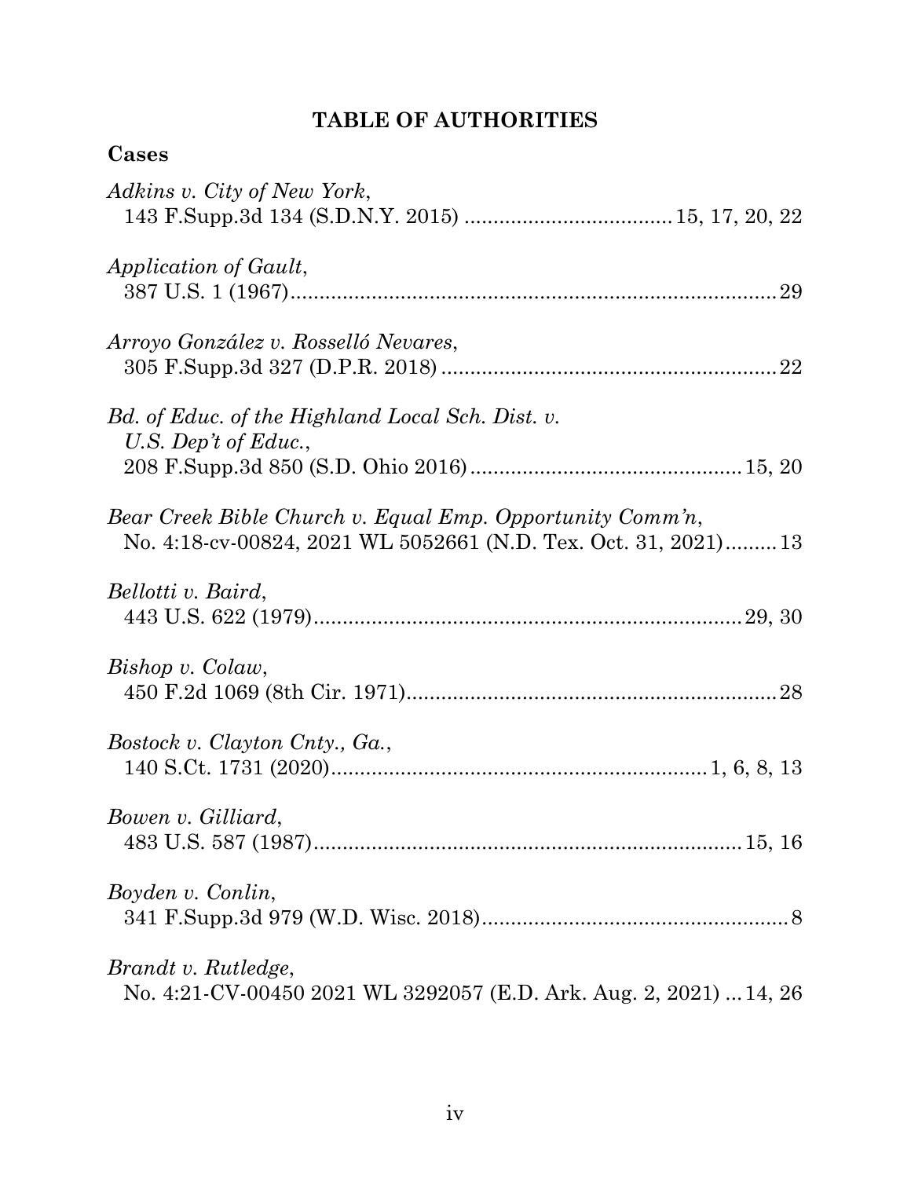# TABLE OF AUTHORITIES

## Cases

*Adkins v. City of New York*,
143 F.Supp.3d 134 (S.D.N.Y. 2015) .................................... 15, 17, 20, 22

*Application of Gault*,
387 U.S. 1 (1967).................................................................................... 29

*Arroyo González v. Rosselló Nevares*,
305 F.Supp.3d 327 (D.P.R. 2018) .......................................................... 22

*Bd. of Educ. of the Highland Local Sch. Dist. v. U.S. Dep't of Educ.*,
208 F.Supp.3d 850 (S.D. Ohio 2016)............................................... 15, 20

*Bear Creek Bible Church v. Equal Emp. Opportunity Comm'n*,
No. 4:18-cv-00824, 2021 WL 5052661 (N.D. Tex. Oct. 31, 2021)......... 13

*Bellotti v. Baird*,
443 U.S. 622 (1979).......................................................................... 29, 30

*Bishop v. Colaw*,
450 F.2d 1069 (8th Cir. 1971)................................................................ 28

*Bostock v. Clayton Cnty., Ga.*,
140 S.Ct. 1731 (2020)................................................................. 1, 6, 8, 13

*Bowen v. Gilliard*,
483 U.S. 587 (1987).......................................................................... 15, 16

*Boyden v. Conlin*,
341 F.Supp.3d 979 (W.D. Wisc. 2018)..................................................... 8

*Brandt v. Rutledge*,
No. 4:21-CV-00450 2021 WL 3292057 (E.D. Ark. Aug. 2, 2021) ... 14, 26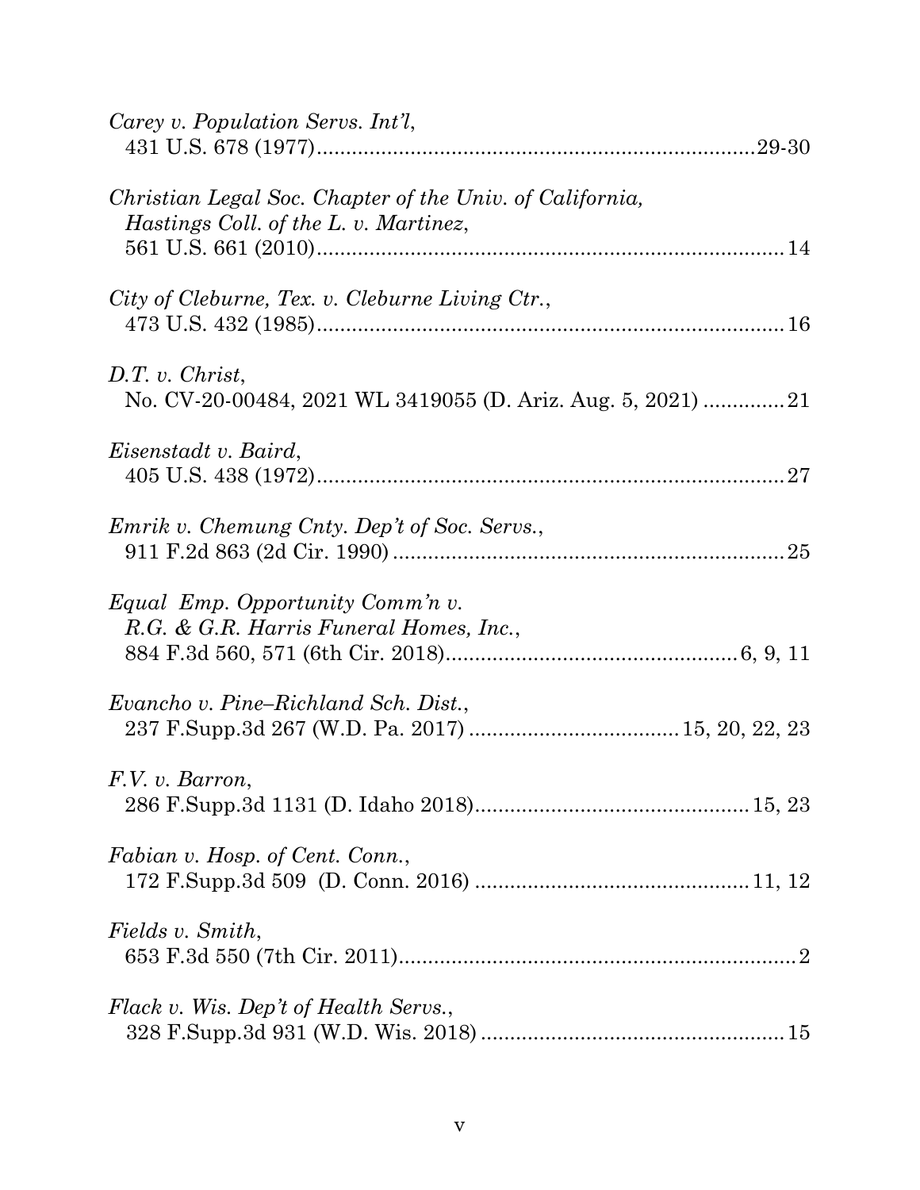*Carey v. Population Servs. Int'l*,
431 U.S. 678 (1977)..........................................................................29-30

*Christian Legal Soc. Chapter of the Univ. of California, Hastings Coll. of the L. v. Martinez*,
561 U.S. 661 (2010)................................................................................14

*City of Cleburne, Tex. v. Cleburne Living Ctr.*,
473 U.S. 432 (1985)................................................................................16

*D.T. v. Christ*,
No. CV-20-00484, 2021 WL 3419055 (D. Ariz. Aug. 5, 2021) ..............21

*Eisenstadt v. Baird*,
405 U.S. 438 (1972)................................................................................27

*Emrik v. Chemung Cnty. Dep't of Soc. Servs.*,
911 F.2d 863 (2d Cir. 1990) ...................................................................25

*Equal Emp. Opportunity Comm'n v. R.G. & G.R. Harris Funeral Homes, Inc.*,
884 F.3d 560, 571 (6th Cir. 2018).................................................6, 9, 11

*Evancho v. Pine–Richland Sch. Dist.*,
237 F.Supp.3d 267 (W.D. Pa. 2017) ....................................15, 20, 22, 23

*F.V. v. Barron*,
286 F.Supp.3d 1131 (D. Idaho 2018)...............................................15, 23

*Fabian v. Hosp. of Cent. Conn.*,
172 F.Supp.3d 509 (D. Conn. 2016) ...............................................11, 12

*Fields v. Smith*,
653 F.3d 550 (7th Cir. 2011)....................................................................2

*Flack v. Wis. Dep't of Health Servs.*,
328 F.Supp.3d 931 (W.D. Wis. 2018) ....................................................15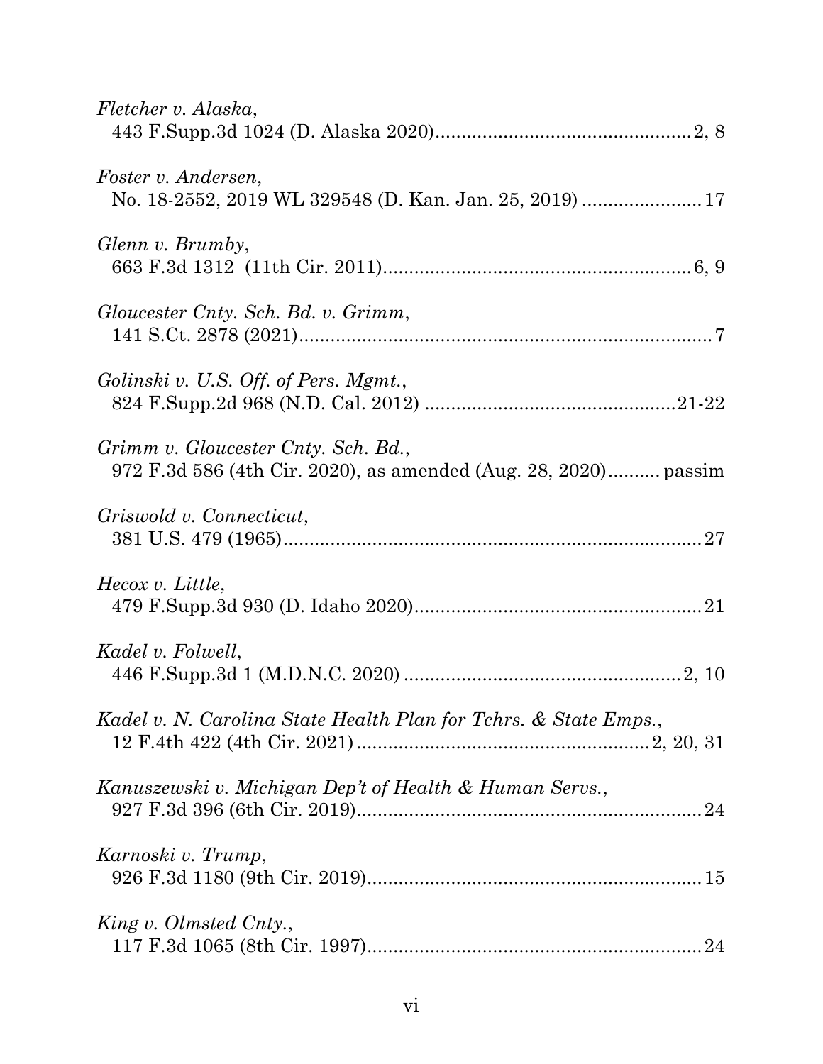*Fletcher v. Alaska*,
443 F.Supp.3d 1024 (D. Alaska 2020).................................................2, 8

*Foster v. Andersen*,
No. 18-2552, 2019 WL 329548 (D. Kan. Jan. 25, 2019) ......................17

*Glenn v. Brumby*,
663 F.3d 1312 (11th Cir. 2011)..........................................................6, 9

*Gloucester Cnty. Sch. Bd. v. Grimm*,
141 S.Ct. 2878 (2021)...............................................................................7

*Golinski v. U.S. Off. of Pers. Mgmt.*,
824 F.Supp.2d 968 (N.D. Cal. 2012) ...............................................21-22

*Grimm v. Gloucester Cnty. Sch. Bd.*,
972 F.3d 586 (4th Cir. 2020), as amended (Aug. 28, 2020).......... passim

*Griswold v. Connecticut*,
381 U.S. 479 (1965)................................................................................27

*Hecox v. Little*,
479 F.Supp.3d 930 (D. Idaho 2020).......................................................21

*Kadel v. Folwell*,
446 F.Supp.3d 1 (M.D.N.C. 2020) .....................................................2, 10

*Kadel v. N. Carolina State Health Plan for Tchrs. & State Emps.*,
12 F.4th 422 (4th Cir. 2021) .......................................................2, 20, 31

*Kanuszewski v. Michigan Dep't of Health & Human Servs.*,
927 F.3d 396 (6th Cir. 2019)..................................................................24

*Karnoski v. Trump*,
926 F.3d 1180 (9th Cir. 2019)................................................................15

*King v. Olmsted Cnty.*,
117 F.3d 1065 (8th Cir. 1997)................................................................24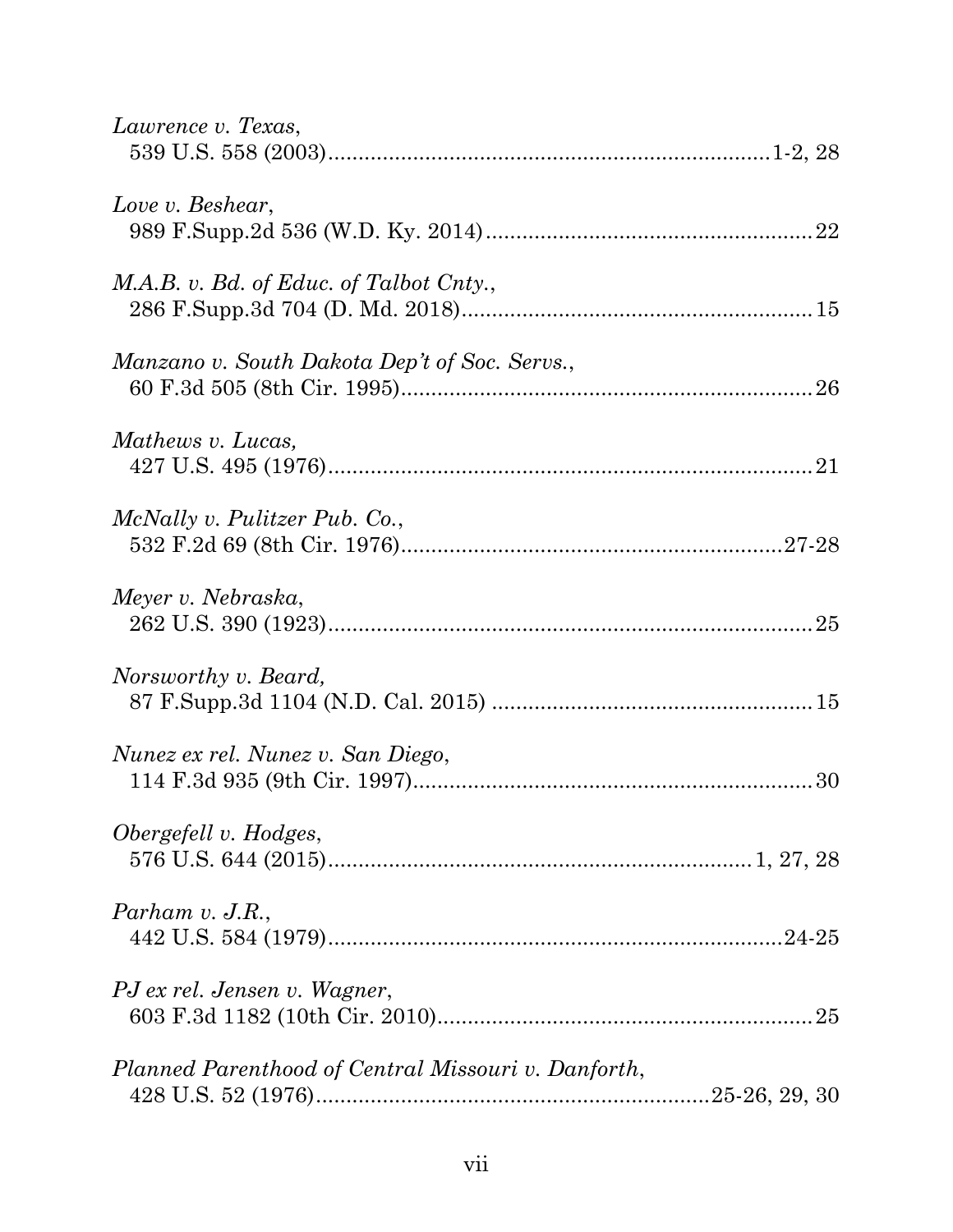*Lawrence v. Texas*,
539 U.S. 558 (2003)........................................................................1-2, 28

*Love v. Beshear*,
989 F.Supp.2d 536 (W.D. Ky. 2014).....................................................22

*M.A.B. v. Bd. of Educ. of Talbot Cnty.*,
286 F.Supp.3d 704 (D. Md. 2018).........................................................15

*Manzano v. South Dakota Dep't of Soc. Servs.*,
60 F.3d 505 (8th Cir. 1995)...................................................................26

*Mathews v. Lucas,*
427 U.S. 495 (1976)...............................................................................21

*McNally v. Pulitzer Pub. Co.*,
532 F.2d 69 (8th Cir. 1976)...............................................................27-28

*Meyer v. Nebraska*,
262 U.S. 390 (1923)...............................................................................25

*Norsworthy v. Beard,*
87 F.Supp.3d 1104 (N.D. Cal. 2015) ....................................................15

*Nunez ex rel. Nunez v. San Diego*,
114 F.3d 935 (9th Cir. 1997).................................................................30

*Obergefell v. Hodges*,
576 U.S. 644 (2015).................................................................... 1, 27, 28

*Parham v. J.R.*,
442 U.S. 584 (1979)..........................................................................24-25

*PJ ex rel. Jensen v. Wagner*,
603 F.3d 1182 (10th Cir. 2010).............................................................25

*Planned Parenthood of Central Missouri v. Danforth*,
428 U.S. 52 (1976)...............................................................25-26, 29, 30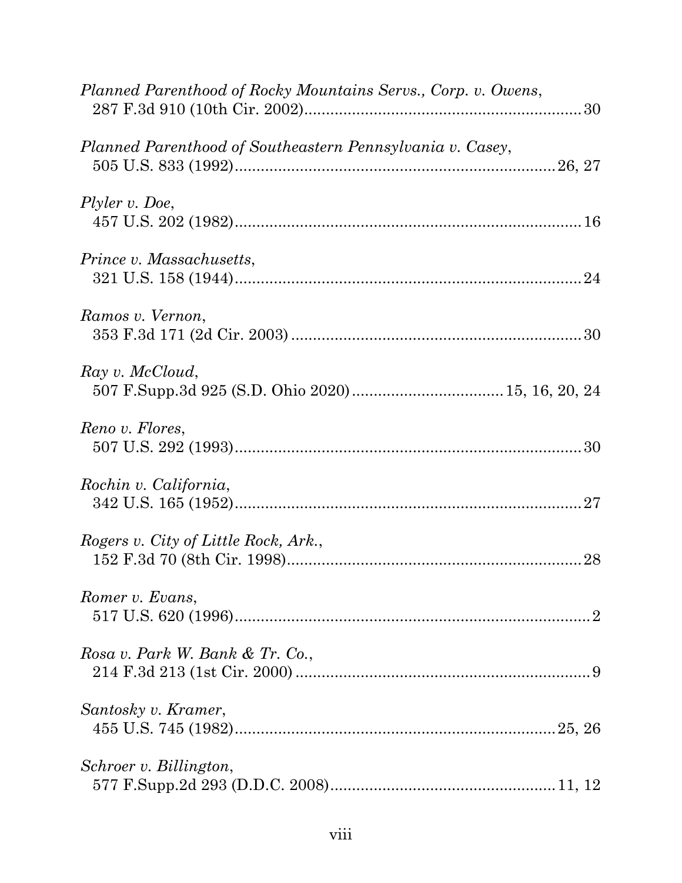*Planned Parenthood of Rocky Mountains Servs., Corp. v. Owens*,
287 F.3d 910 (10th Cir. 2002)................................................................30

*Planned Parenthood of Southeastern Pennsylvania v. Casey*,
505 U.S. 833 (1992)..........................................................................26, 27

*Plyler v. Doe*,
457 U.S. 202 (1982)..............................................................................16

*Prince v. Massachusetts*,
321 U.S. 158 (1944)..............................................................................24

*Ramos v. Vernon*,
353 F.3d 171 (2d Cir. 2003)..................................................................30

*Ray v. McCloud*,
507 F.Supp.3d 925 (S.D. Ohio 2020)...................................15, 16, 20, 24

*Reno v. Flores*,
507 U.S. 292 (1993)..............................................................................30

*Rochin v. California*,
342 U.S. 165 (1952)..............................................................................27

*Rogers v. City of Little Rock, Ark.*,
152 F.3d 70 (8th Cir. 1998)....................................................................28

*Romer v. Evans*,
517 U.S. 620 (1996)................................................................................2

*Rosa v. Park W. Bank & Tr. Co.*,
214 F.3d 213 (1st Cir. 2000)....................................................................9

*Santosky v. Kramer*,
455 U.S. 745 (1982)..........................................................................25, 26

*Schroer v. Billington*,
577 F.Supp.2d 293 (D.D.C. 2008)....................................................11, 12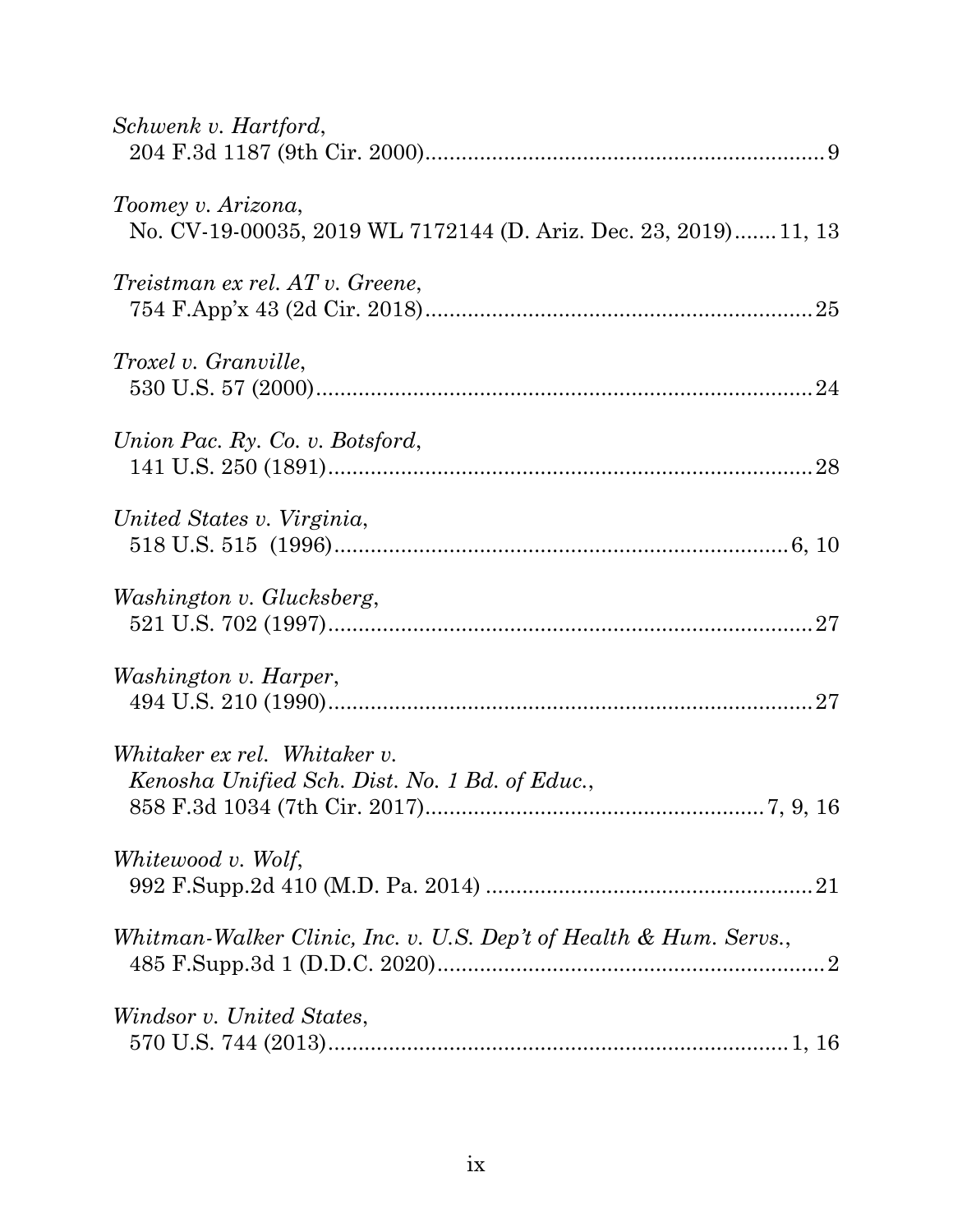*Schwenk v. Hartford*,
204 F.3d 1187 (9th Cir. 2000)................................................................9

*Toomey v. Arizona*,
No. CV-19-00035, 2019 WL 7172144 (D. Ariz. Dec. 23, 2019).......11, 13

*Treistman ex rel. AT v. Greene*,
754 F.App'x 43 (2d Cir. 2018)..............................................................25

*Troxel v. Granville*,
530 U.S. 57 (2000)................................................................................24

*Union Pac. Ry. Co. v. Botsford*,
141 U.S. 250 (1891)...............................................................................28

*United States v. Virginia*,
518 U.S. 515 (1996)............................................................................6, 10

*Washington v. Glucksberg*,
521 U.S. 702 (1997)...............................................................................27

*Washington v. Harper*,
494 U.S. 210 (1990)...............................................................................27

*Whitaker ex rel. Whitaker v. Kenosha Unified Sch. Dist. No. 1 Bd. of Educ.*,
858 F.3d 1034 (7th Cir. 2017)......................................................7, 9, 16

*Whitewood v. Wolf*,
992 F.Supp.2d 410 (M.D. Pa. 2014) .....................................................21

*Whitman-Walker Clinic, Inc. v. U.S. Dep't of Health & Hum. Servs.*,
485 F.Supp.3d 1 (D.D.C. 2020)...............................................................2

*Windsor v. United States*,
570 U.S. 744 (2013)............................................................................1, 16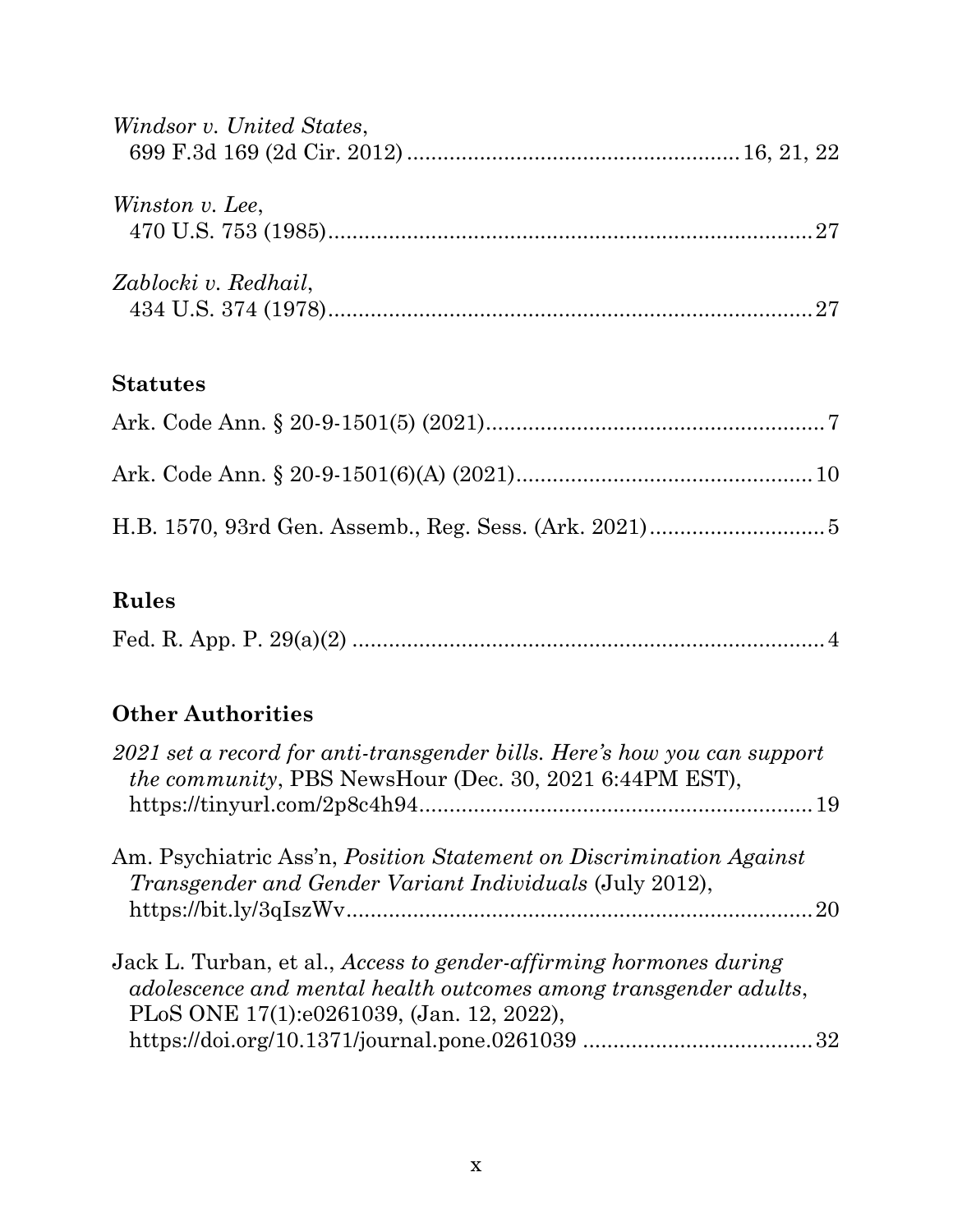*Windsor v. United States*,
699 F.3d 169 (2d Cir. 2012) ........................................................ 16, 21, 22

*Winston v. Lee*,
470 U.S. 753 (1985) ................................................................................ 27

*Zablocki v. Redhail*,
434 U.S. 374 (1978) ................................................................................ 27

## Statutes

Ark. Code Ann. § 20-9-1501(5) (2021) ........................................................ 7

Ark. Code Ann. § 20-9-1501(6)(A) (2021) ................................................ 10

H.B. 1570, 93rd Gen. Assemb., Reg. Sess. (Ark. 2021) ............................ 5

## Rules

Fed. R. App. P. 29(a)(2) ............................................................................ 4

## Other Authorities

*2021 set a record for anti-transgender bills. Here's how you can support the community*, PBS NewsHour (Dec. 30, 2021 6:44PM EST), https://tinyurl.com/2p8c4h94 ............................................................... 19

Am. Psychiatric Ass'n, *Position Statement on Discrimination Against Transgender and Gender Variant Individuals* (July 2012), https://bit.ly/3qIszWv ............................................................................ 20

Jack L. Turban, et al., *Access to gender-affirming hormones during adolescence and mental health outcomes among transgender adults*, PLoS ONE 17(1):e0261039, (Jan. 12, 2022), https://doi.org/10.1371/journal.pone.0261039 ..................................... 32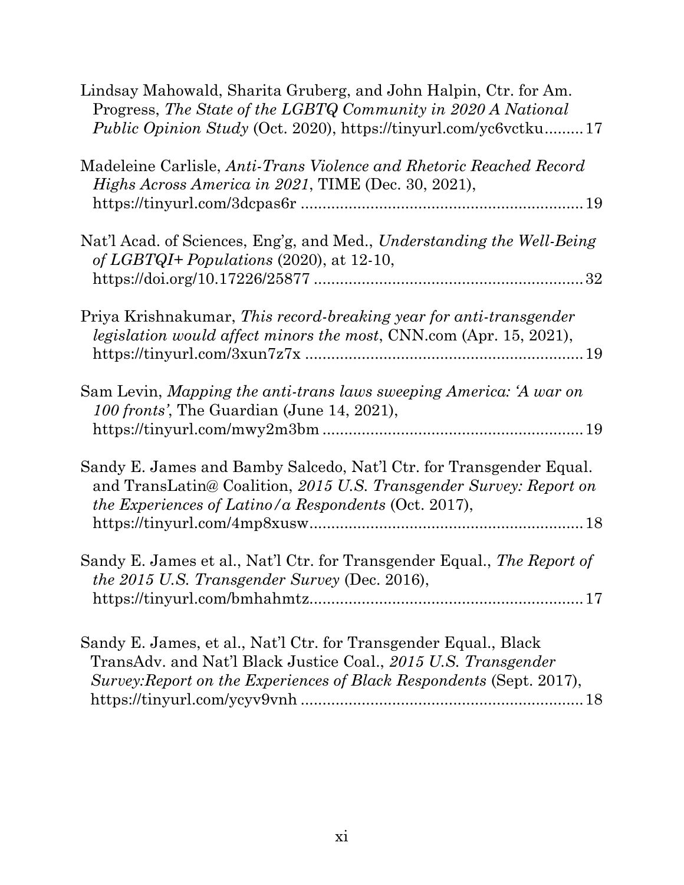Lindsay Mahowald, Sharita Gruberg, and John Halpin, Ctr. for Am. Progress, *The State of the LGBTQ Community in 2020 A National Public Opinion Study* (Oct. 2020), https://tinyurl.com/yc6vctku......... 17

Madeleine Carlisle, *Anti-Trans Violence and Rhetoric Reached Record Highs Across America in 2021*, TIME (Dec. 30, 2021), https://tinyurl.com/3dcpas6r ................................................................ 19

Nat'l Acad. of Sciences, Eng'g, and Med., *Understanding the Well-Being of LGBTQI+ Populations* (2020), at 12-10, https://doi.org/10.17226/25877 ............................................................. 32

Priya Krishnakumar, *This record-breaking year for anti-transgender legislation would affect minors the most*, CNN.com (Apr. 15, 2021), https://tinyurl.com/3xun7z7x ............................................................... 19

Sam Levin, *Mapping the anti-trans laws sweeping America: 'A war on 100 fronts'*, The Guardian (June 14, 2021), https://tinyurl.com/mwy2m3bm ........................................................... 19

Sandy E. James and Bamby Salcedo, Nat'l Ctr. for Transgender Equal. and TransLatin@ Coalition, *2015 U.S. Transgender Survey: Report on the Experiences of Latino/a Respondents* (Oct. 2017), https://tinyurl.com/4mp8xusw............................................................... 18

Sandy E. James et al., Nat'l Ctr. for Transgender Equal., *The Report of the 2015 U.S. Transgender Survey* (Dec. 2016), https://tinyurl.com/bmhahmtz.............................................................. 17

Sandy E. James, et al., Nat'l Ctr. for Transgender Equal., Black TransAdv. and Nat'l Black Justice Coal., *2015 U.S. Transgender Survey:Report on the Experiences of Black Respondents* (Sept. 2017), https://tinyurl.com/ycyv9vnh ................................................................ 18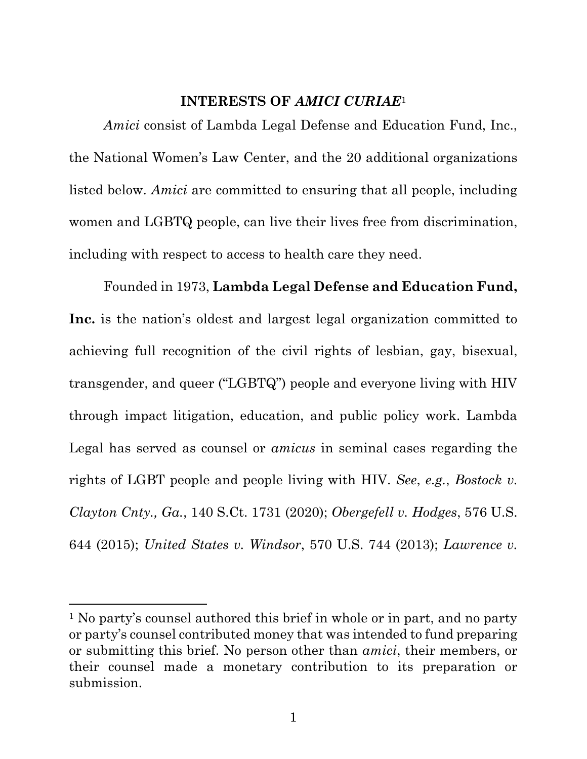## INTERESTS OF *AMICI CURIAE*[1]

*Amici* consist of Lambda Legal Defense and Education Fund, Inc., the National Women's Law Center, and the 20 additional organizations listed below. *Amici* are committed to ensuring that all people, including women and LGBTQ people, can live their lives free from discrimination, including with respect to access to health care they need.

Founded in 1973, **Lambda Legal Defense and Education Fund, Inc.** is the nation's oldest and largest legal organization committed to achieving full recognition of the civil rights of lesbian, gay, bisexual, transgender, and queer ("LGBTQ") people and everyone living with HIV through impact litigation, education, and public policy work. Lambda Legal has served as counsel or *amicus* in seminal cases regarding the rights of LGBT people and people living with HIV. *See*, *e.g.*, *Bostock v. Clayton Cnty., Ga.*, 140 S.Ct. 1731 (2020); *Obergefell v. Hodges*, 576 U.S. 644 (2015); *United States v. Windsor*, 570 U.S. 744 (2013); *Lawrence v.*

---

[1] No party's counsel authored this brief in whole or in part, and no party or party's counsel contributed money that was intended to fund preparing or submitting this brief. No person other than *amici*, their members, or their counsel made a monetary contribution to its preparation or submission.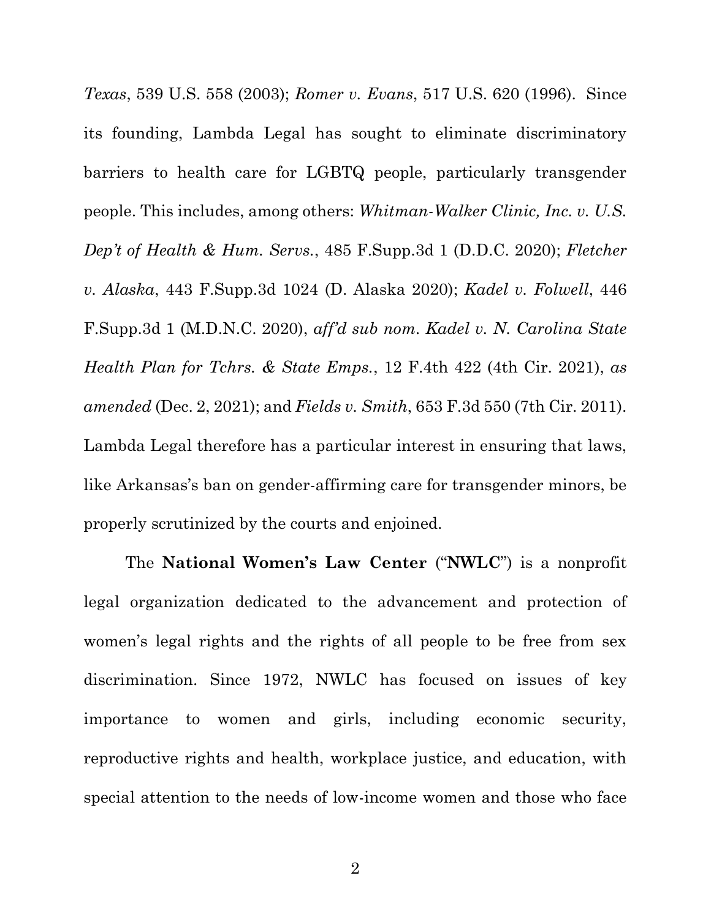*Texas*, 539 U.S. 558 (2003); *Romer v. Evans*, 517 U.S. 620 (1996). Since its founding, Lambda Legal has sought to eliminate discriminatory barriers to health care for LGBTQ people, particularly transgender people. This includes, among others: *Whitman-Walker Clinic, Inc. v. U.S. Dep't of Health & Hum. Servs.*, 485 F.Supp.3d 1 (D.D.C. 2020); *Fletcher v. Alaska*, 443 F.Supp.3d 1024 (D. Alaska 2020); *Kadel v. Folwell*, 446 F.Supp.3d 1 (M.D.N.C. 2020), *aff'd sub nom. Kadel v. N. Carolina State Health Plan for Tchrs. & State Emps.*, 12 F.4th 422 (4th Cir. 2021), *as amended* (Dec. 2, 2021); and *Fields v. Smith*, 653 F.3d 550 (7th Cir. 2011). Lambda Legal therefore has a particular interest in ensuring that laws, like Arkansas's ban on gender-affirming care for transgender minors, be properly scrutinized by the courts and enjoined.

The **National Women's Law Center** ("**NWLC**") is a nonprofit legal organization dedicated to the advancement and protection of women's legal rights and the rights of all people to be free from sex discrimination. Since 1972, NWLC has focused on issues of key importance to women and girls, including economic security, reproductive rights and health, workplace justice, and education, with special attention to the needs of low-income women and those who face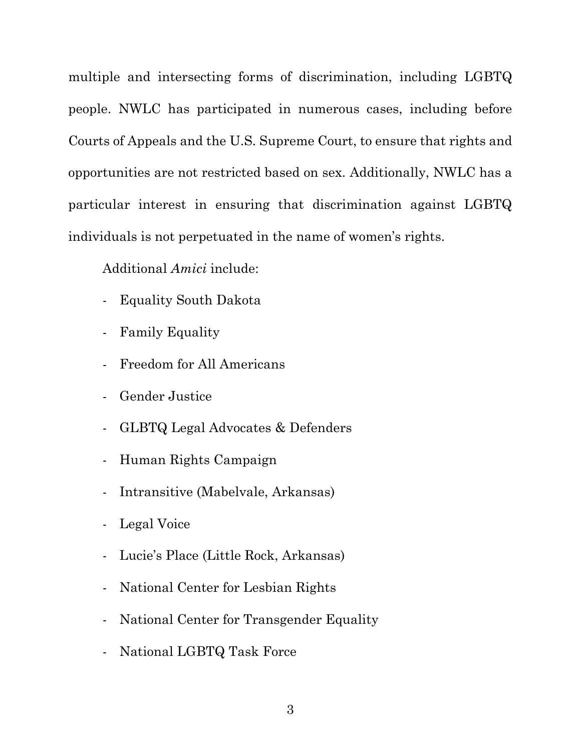multiple and intersecting forms of discrimination, including LGBTQ people. NWLC has participated in numerous cases, including before Courts of Appeals and the U.S. Supreme Court, to ensure that rights and opportunities are not restricted based on sex. Additionally, NWLC has a particular interest in ensuring that discrimination against LGBTQ individuals is not perpetuated in the name of women's rights.

Additional *Amici* include:

- Equality South Dakota
- Family Equality
- Freedom for All Americans
- Gender Justice
- GLBTQ Legal Advocates & Defenders
- Human Rights Campaign
- Intransitive (Mabelvale, Arkansas)
- Legal Voice
- Lucie's Place (Little Rock, Arkansas)
- National Center for Lesbian Rights
- National Center for Transgender Equality
- National LGBTQ Task Force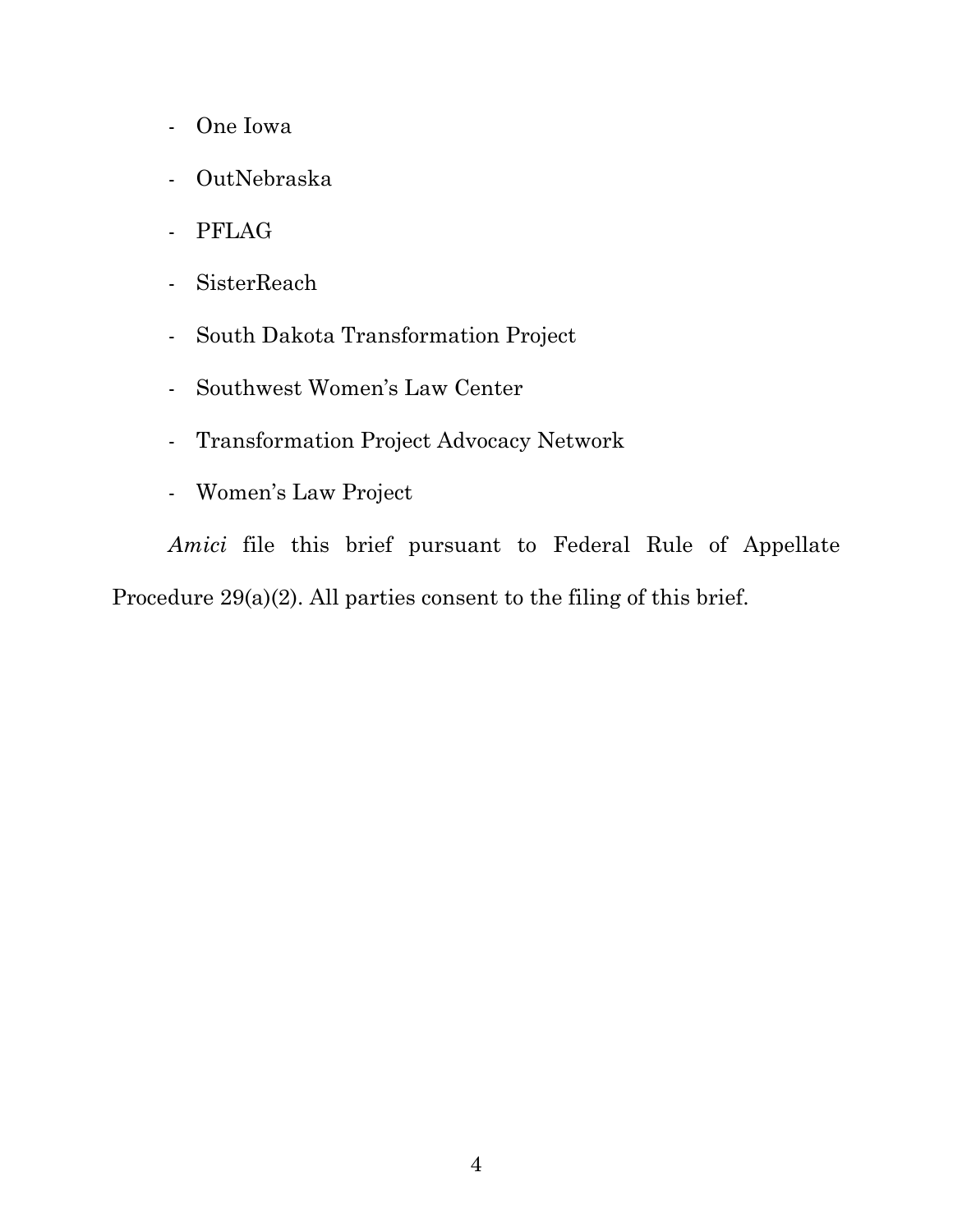- One Iowa
- OutNebraska
- PFLAG
- SisterReach
- South Dakota Transformation Project
- Southwest Women's Law Center
- Transformation Project Advocacy Network
- Women's Law Project

*Amici* file this brief pursuant to Federal Rule of Appellate Procedure 29(a)(2). All parties consent to the filing of this brief.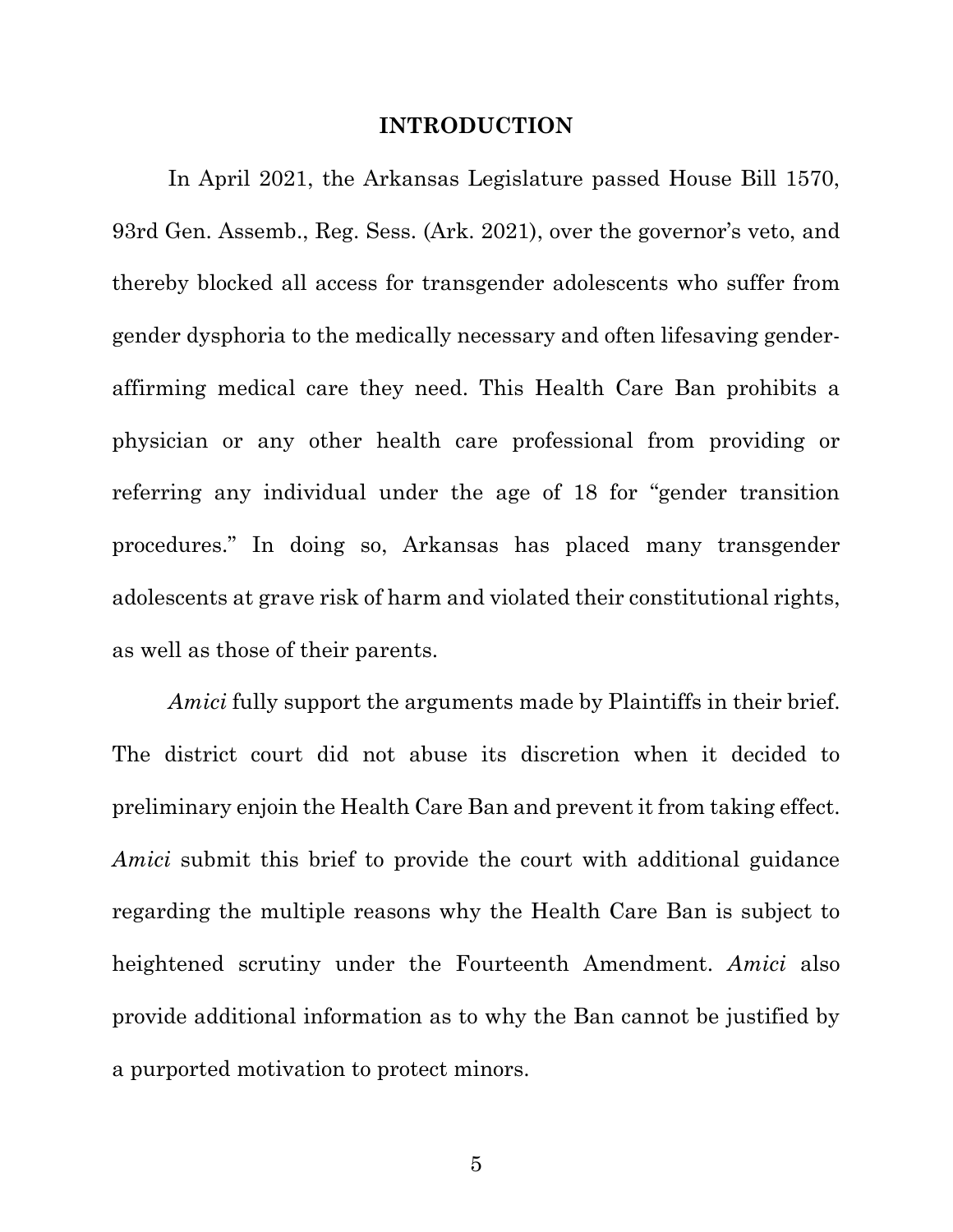## INTRODUCTION

In April 2021, the Arkansas Legislature passed House Bill 1570, 93rd Gen. Assemb., Reg. Sess. (Ark. 2021), over the governor's veto, and thereby blocked all access for transgender adolescents who suffer from gender dysphoria to the medically necessary and often lifesaving gender-affirming medical care they need. This Health Care Ban prohibits a physician or any other health care professional from providing or referring any individual under the age of 18 for "gender transition procedures." In doing so, Arkansas has placed many transgender adolescents at grave risk of harm and violated their constitutional rights, as well as those of their parents.

*Amici* fully support the arguments made by Plaintiffs in their brief. The district court did not abuse its discretion when it decided to preliminary enjoin the Health Care Ban and prevent it from taking effect. *Amici* submit this brief to provide the court with additional guidance regarding the multiple reasons why the Health Care Ban is subject to heightened scrutiny under the Fourteenth Amendment. *Amici* also provide additional information as to why the Ban cannot be justified by a purported motivation to protect minors.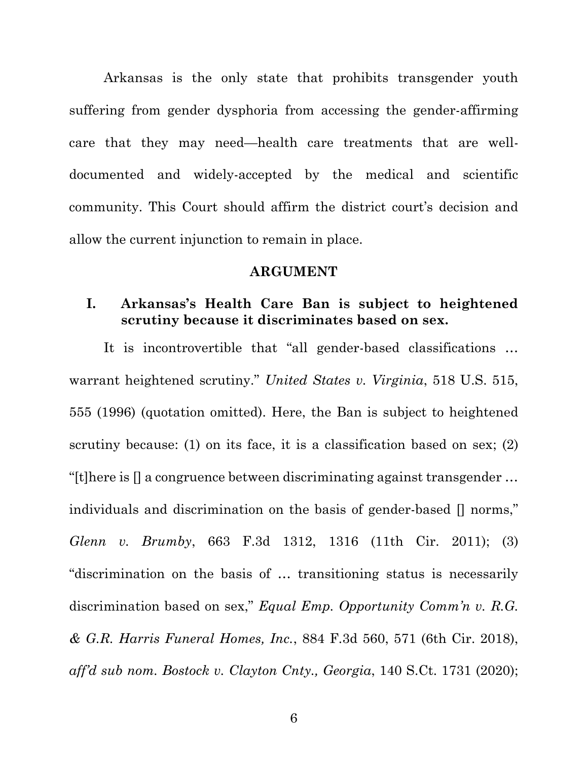Arkansas is the only state that prohibits transgender youth suffering from gender dysphoria from accessing the gender-affirming care that they may need—health care treatments that are well-documented and widely-accepted by the medical and scientific community. This Court should affirm the district court's decision and allow the current injunction to remain in place.

## ARGUMENT

### I. Arkansas's Health Care Ban is subject to heightened scrutiny because it discriminates based on sex.

It is incontrovertible that "all gender-based classifications … warrant heightened scrutiny." *United States v. Virginia*, 518 U.S. 515, 555 (1996) (quotation omitted). Here, the Ban is subject to heightened scrutiny because: (1) on its face, it is a classification based on sex; (2) "[t]here is [] a congruence between discriminating against transgender … individuals and discrimination on the basis of gender-based [] norms," *Glenn v. Brumby*, 663 F.3d 1312, 1316 (11th Cir. 2011); (3) "discrimination on the basis of … transitioning status is necessarily discrimination based on sex," *Equal Emp. Opportunity Comm'n v. R.G. & G.R. Harris Funeral Homes, Inc.*, 884 F.3d 560, 571 (6th Cir. 2018), *aff'd sub nom. Bostock v. Clayton Cnty., Georgia*, 140 S.Ct. 1731 (2020);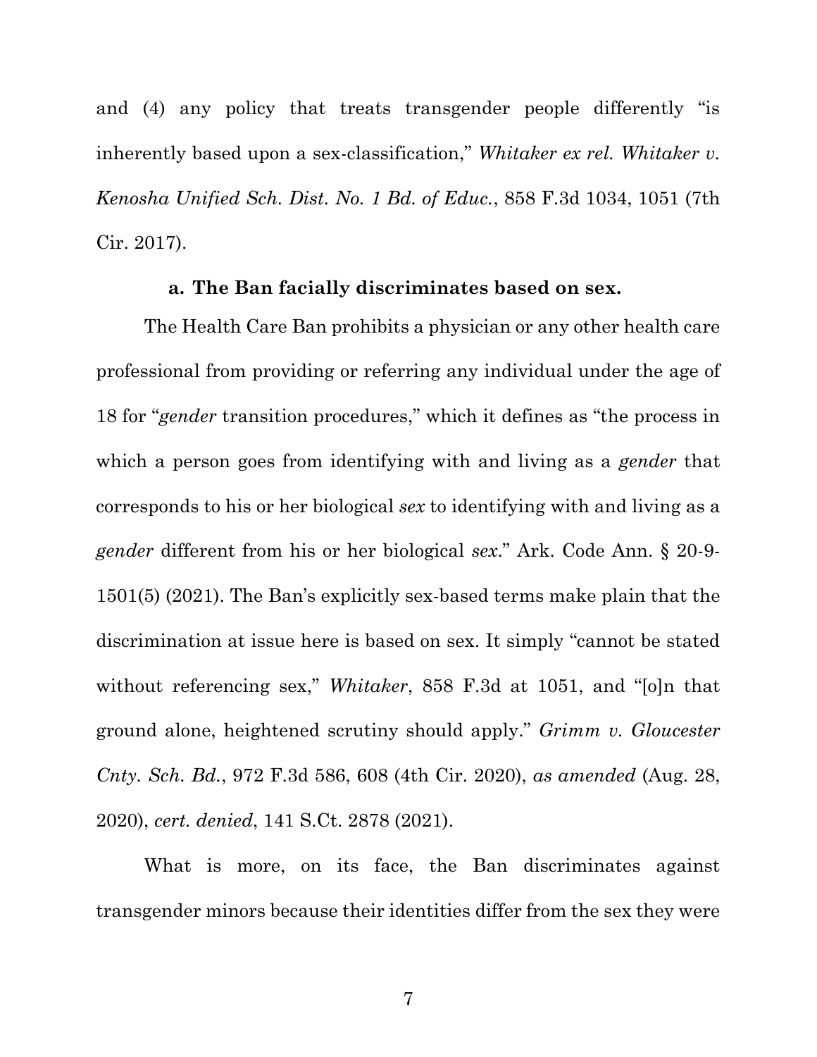and (4) any policy that treats transgender people differently "is inherently based upon a sex-classification," *Whitaker ex rel. Whitaker v. Kenosha Unified Sch. Dist. No. 1 Bd. of Educ.*, 858 F.3d 1034, 1051 (7th Cir. 2017).

### a. The Ban facially discriminates based on sex.

The Health Care Ban prohibits a physician or any other health care professional from providing or referring any individual under the age of 18 for "*gender* transition procedures," which it defines as "the process in which a person goes from identifying with and living as a *gender* that corresponds to his or her biological *sex* to identifying with and living as a *gender* different from his or her biological *sex*." Ark. Code Ann. § 20-9-1501(5) (2021). The Ban's explicitly sex-based terms make plain that the discrimination at issue here is based on sex. It simply "cannot be stated without referencing sex," *Whitaker*, 858 F.3d at 1051, and "[o]n that ground alone, heightened scrutiny should apply." *Grimm v. Gloucester Cnty. Sch. Bd.*, 972 F.3d 586, 608 (4th Cir. 2020), *as amended* (Aug. 28, 2020), *cert. denied*, 141 S.Ct. 2878 (2021).

What is more, on its face, the Ban discriminates against transgender minors because their identities differ from the sex they were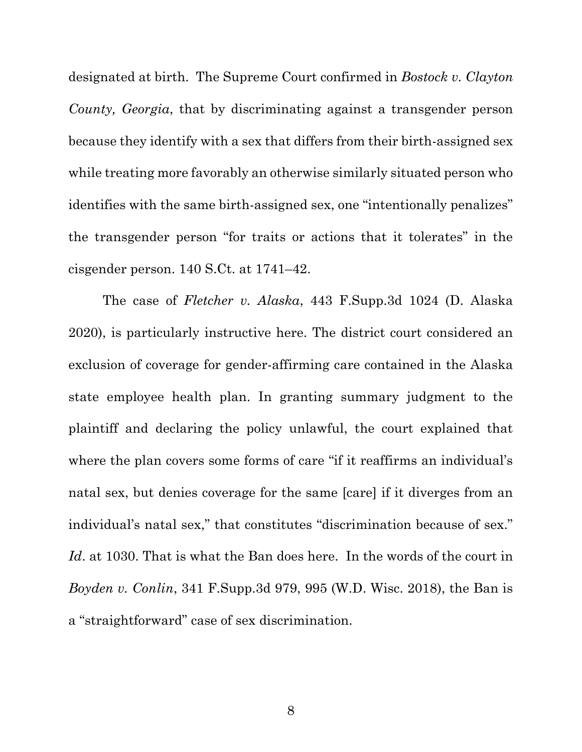designated at birth. The Supreme Court confirmed in *Bostock v. Clayton County, Georgia*, that by discriminating against a transgender person because they identify with a sex that differs from their birth-assigned sex while treating more favorably an otherwise similarly situated person who identifies with the same birth-assigned sex, one "intentionally penalizes" the transgender person "for traits or actions that it tolerates" in the cisgender person. 140 S.Ct. at 1741–42.

The case of *Fletcher v. Alaska*, 443 F.Supp.3d 1024 (D. Alaska 2020), is particularly instructive here. The district court considered an exclusion of coverage for gender-affirming care contained in the Alaska state employee health plan. In granting summary judgment to the plaintiff and declaring the policy unlawful, the court explained that where the plan covers some forms of care "if it reaffirms an individual's natal sex, but denies coverage for the same [care] if it diverges from an individual's natal sex," that constitutes "discrimination because of sex." *Id*. at 1030. That is what the Ban does here. In the words of the court in *Boyden v. Conlin*, 341 F.Supp.3d 979, 995 (W.D. Wisc. 2018), the Ban is a "straightforward" case of sex discrimination.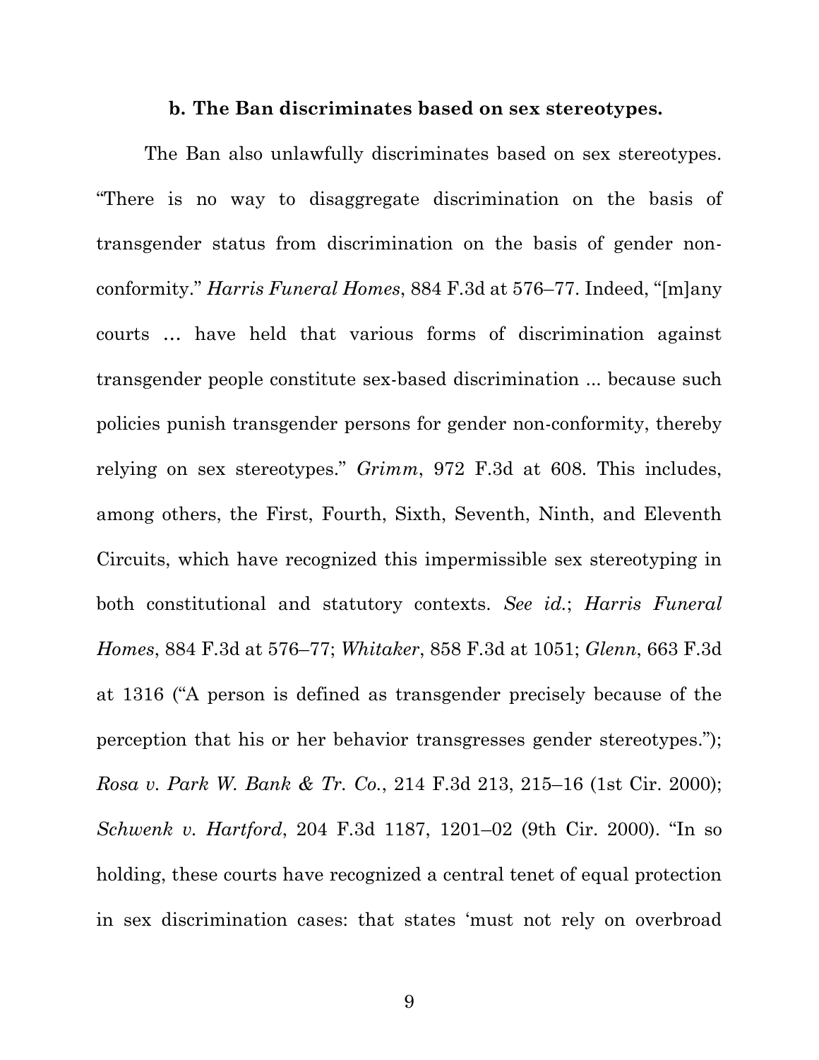### b. The Ban discriminates based on sex stereotypes.

The Ban also unlawfully discriminates based on sex stereotypes. "There is no way to disaggregate discrimination on the basis of transgender status from discrimination on the basis of gender non-conformity." *Harris Funeral Homes*, 884 F.3d at 576–77. Indeed, "[m]any courts … have held that various forms of discrimination against transgender people constitute sex-based discrimination ... because such policies punish transgender persons for gender non-conformity, thereby relying on sex stereotypes." *Grimm*, 972 F.3d at 608. This includes, among others, the First, Fourth, Sixth, Seventh, Ninth, and Eleventh Circuits, which have recognized this impermissible sex stereotyping in both constitutional and statutory contexts. *See id.*; *Harris Funeral Homes*, 884 F.3d at 576–77; *Whitaker*, 858 F.3d at 1051; *Glenn*, 663 F.3d at 1316 ("A person is defined as transgender precisely because of the perception that his or her behavior transgresses gender stereotypes."); *Rosa v. Park W. Bank & Tr. Co.*, 214 F.3d 213, 215–16 (1st Cir. 2000); *Schwenk v. Hartford*, 204 F.3d 1187, 1201–02 (9th Cir. 2000). "In so holding, these courts have recognized a central tenet of equal protection in sex discrimination cases: that states 'must not rely on overbroad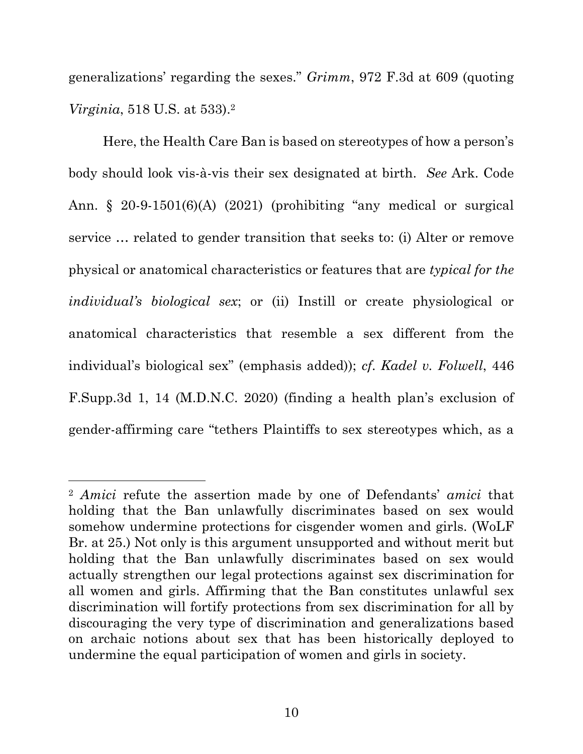generalizations' regarding the sexes." *Grimm*, 972 F.3d at 609 (quoting *Virginia*, 518 U.S. at 533).[2]

Here, the Health Care Ban is based on stereotypes of how a person's body should look vis-à-vis their sex designated at birth. *See* Ark. Code Ann. § 20-9-1501(6)(A) (2021) (prohibiting "any medical or surgical service … related to gender transition that seeks to: (i) Alter or remove physical or anatomical characteristics or features that are *typical for the individual's biological sex*; or (ii) Instill or create physiological or anatomical characteristics that resemble a sex different from the individual's biological sex" (emphasis added)); *cf*. *Kadel v. Folwell*, 446 F.Supp.3d 1, 14 (M.D.N.C. 2020) (finding a health plan's exclusion of gender-affirming care "tethers Plaintiffs to sex stereotypes which, as a

---

[2] *Amici* refute the assertion made by one of Defendants' *amici* that holding that the Ban unlawfully discriminates based on sex would somehow undermine protections for cisgender women and girls. (WoLF Br. at 25.) Not only is this argument unsupported and without merit but holding that the Ban unlawfully discriminates based on sex would actually strengthen our legal protections against sex discrimination for all women and girls. Affirming that the Ban constitutes unlawful sex discrimination will fortify protections from sex discrimination for all by discouraging the very type of discrimination and generalizations based on archaic notions about sex that has been historically deployed to undermine the equal participation of women and girls in society.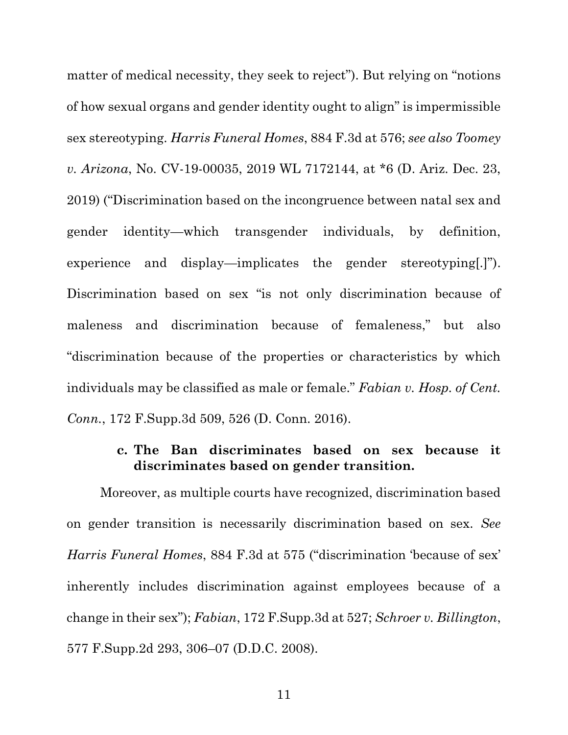matter of medical necessity, they seek to reject"). But relying on "notions of how sexual organs and gender identity ought to align" is impermissible sex stereotyping. *Harris Funeral Homes*, 884 F.3d at 576; *see also Toomey v. Arizona*, No. CV-19-00035, 2019 WL 7172144, at *6 (D. Ariz. Dec. 23, 2019) ("Discrimination based on the incongruence between natal sex and gender identity—which transgender individuals, by definition, experience and display—implicates the gender stereotyping[.]"). Discrimination based on sex "is not only discrimination because of maleness and discrimination because of femaleness," but also "discrimination because of the properties or characteristics by which individuals may be classified as male or female." *Fabian v. Hosp. of Cent. Conn.*, 172 F.Supp.3d 509, 526 (D. Conn. 2016).

**c. The Ban discriminates based on sex because it discriminates based on gender transition.**

Moreover, as multiple courts have recognized, discrimination based on gender transition is necessarily discrimination based on sex. *See Harris Funeral Homes*, 884 F.3d at 575 ("discrimination 'because of sex' inherently includes discrimination against employees because of a change in their sex"); *Fabian*, 172 F.Supp.3d at 527; *Schroer v. Billington*, 577 F.Supp.2d 293, 306–07 (D.D.C. 2008).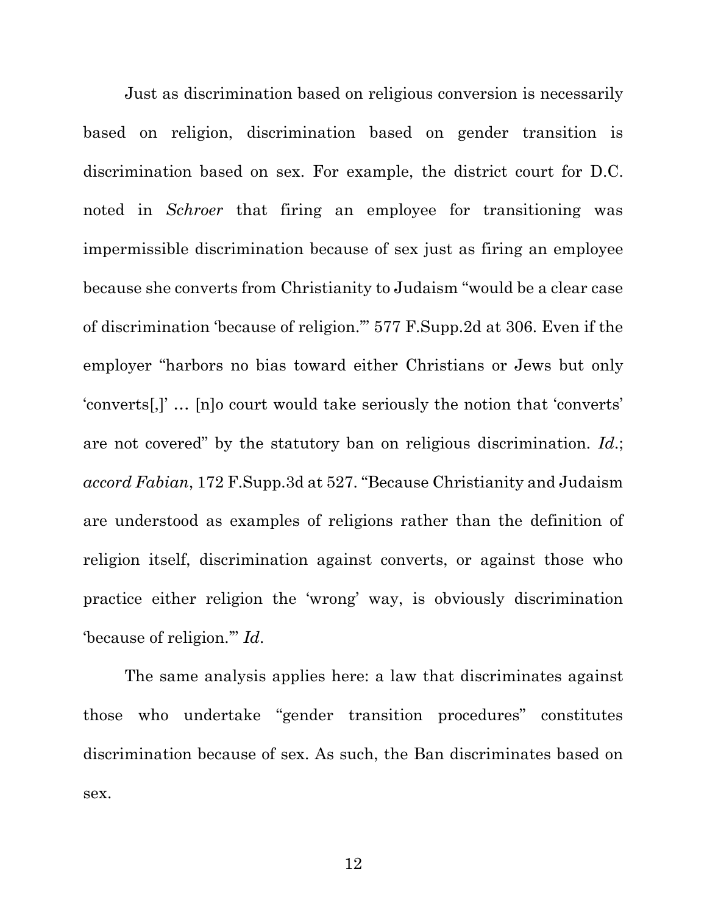Just as discrimination based on religious conversion is necessarily based on religion, discrimination based on gender transition is discrimination based on sex. For example, the district court for D.C. noted in *Schroer* that firing an employee for transitioning was impermissible discrimination because of sex just as firing an employee because she converts from Christianity to Judaism "would be a clear case of discrimination 'because of religion.'" 577 F.Supp.2d at 306. Even if the employer "harbors no bias toward either Christians or Jews but only 'converts[,]' … [n]o court would take seriously the notion that 'converts' are not covered" by the statutory ban on religious discrimination. *Id.*; *accord Fabian*, 172 F.Supp.3d at 527. "Because Christianity and Judaism are understood as examples of religions rather than the definition of religion itself, discrimination against converts, or against those who practice either religion the 'wrong' way, is obviously discrimination 'because of religion.'" *Id.*

The same analysis applies here: a law that discriminates against those who undertake "gender transition procedures" constitutes discrimination because of sex. As such, the Ban discriminates based on sex.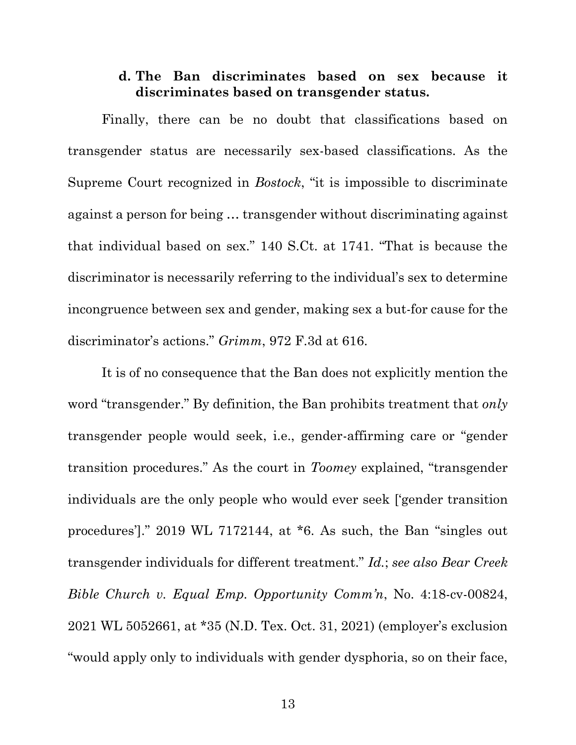#### d. The Ban discriminates based on sex because it discriminates based on transgender status.

Finally, there can be no doubt that classifications based on transgender status are necessarily sex-based classifications. As the Supreme Court recognized in *Bostock*, "it is impossible to discriminate against a person for being … transgender without discriminating against that individual based on sex." 140 S.Ct. at 1741. "That is because the discriminator is necessarily referring to the individual's sex to determine incongruence between sex and gender, making sex a but-for cause for the discriminator's actions." *Grimm*, 972 F.3d at 616.

It is of no consequence that the Ban does not explicitly mention the word "transgender." By definition, the Ban prohibits treatment that *only* transgender people would seek, i.e., gender-affirming care or "gender transition procedures." As the court in *Toomey* explained, "transgender individuals are the only people who would ever seek ['gender transition procedures']." 2019 WL 7172144, at *6. As such, the Ban "singles out transgender individuals for different treatment." *Id.*; *see also Bear Creek Bible Church v. Equal Emp. Opportunity Comm'n*, No. 4:18-cv-00824, 2021 WL 5052661, at *35 (N.D. Tex. Oct. 31, 2021) (employer's exclusion "would apply only to individuals with gender dysphoria, so on their face,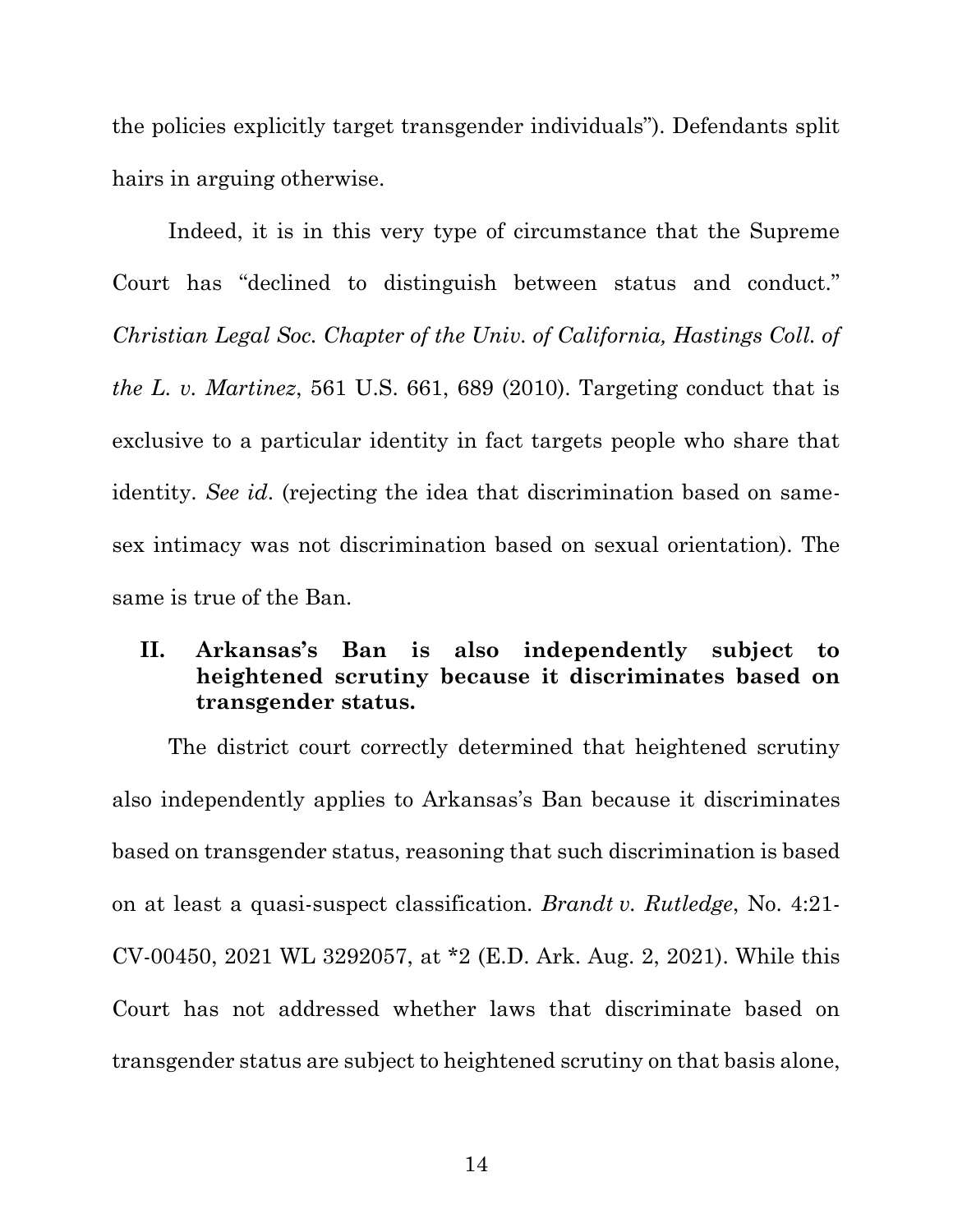the policies explicitly target transgender individuals"). Defendants split hairs in arguing otherwise.

Indeed, it is in this very type of circumstance that the Supreme Court has "declined to distinguish between status and conduct." *Christian Legal Soc. Chapter of the Univ. of California, Hastings Coll. of the L. v. Martinez*, 561 U.S. 661, 689 (2010). Targeting conduct that is exclusive to a particular identity in fact targets people who share that identity. *See id*. (rejecting the idea that discrimination based on same-sex intimacy was not discrimination based on sexual orientation). The same is true of the Ban.

## II. Arkansas's Ban is also independently subject to heightened scrutiny because it discriminates based on transgender status.

The district court correctly determined that heightened scrutiny also independently applies to Arkansas's Ban because it discriminates based on transgender status, reasoning that such discrimination is based on at least a quasi-suspect classification. *Brandt v. Rutledge*, No. 4:21-CV-00450, 2021 WL 3292057, at *2 (E.D. Ark. Aug. 2, 2021). While this Court has not addressed whether laws that discriminate based on transgender status are subject to heightened scrutiny on that basis alone,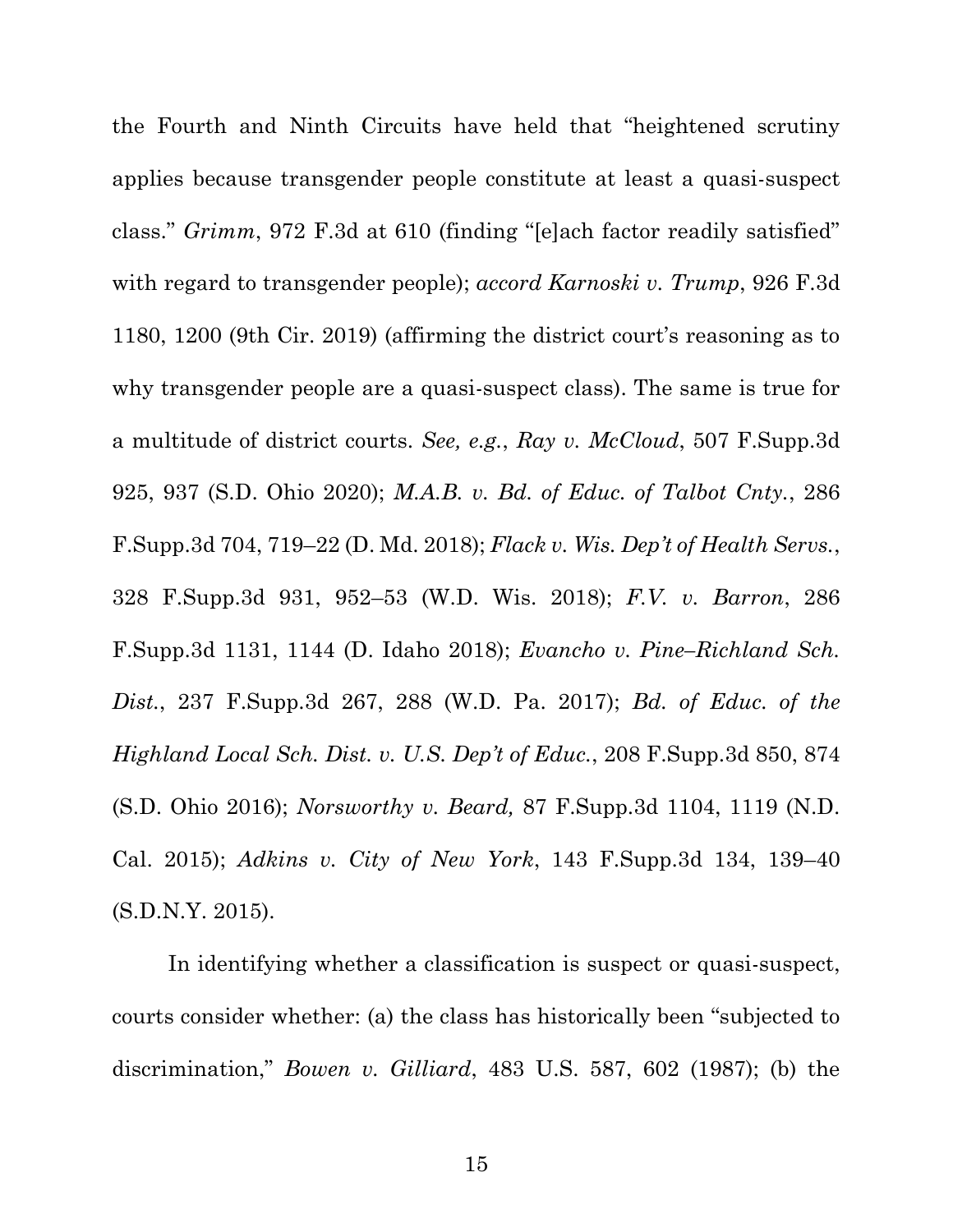the Fourth and Ninth Circuits have held that "heightened scrutiny applies because transgender people constitute at least a quasi-suspect class." *Grimm*, 972 F.3d at 610 (finding "[e]ach factor readily satisfied" with regard to transgender people); *accord Karnoski v. Trump*, 926 F.3d 1180, 1200 (9th Cir. 2019) (affirming the district court's reasoning as to why transgender people are a quasi-suspect class). The same is true for a multitude of district courts. *See, e.g.*, *Ray v. McCloud*, 507 F.Supp.3d 925, 937 (S.D. Ohio 2020); *M.A.B. v. Bd. of Educ. of Talbot Cnty.*, 286 F.Supp.3d 704, 719–22 (D. Md. 2018); *Flack v. Wis. Dep't of Health Servs.*, 328 F.Supp.3d 931, 952–53 (W.D. Wis. 2018); *F.V. v. Barron*, 286 F.Supp.3d 1131, 1144 (D. Idaho 2018); *Evancho v. Pine–Richland Sch. Dist.*, 237 F.Supp.3d 267, 288 (W.D. Pa. 2017); *Bd. of Educ. of the Highland Local Sch. Dist. v. U.S. Dep't of Educ.*, 208 F.Supp.3d 850, 874 (S.D. Ohio 2016); *Norsworthy v. Beard,* 87 F.Supp.3d 1104, 1119 (N.D. Cal. 2015); *Adkins v. City of New York*, 143 F.Supp.3d 134, 139–40 (S.D.N.Y. 2015).

In identifying whether a classification is suspect or quasi-suspect, courts consider whether: (a) the class has historically been "subjected to discrimination," *Bowen v. Gilliard*, 483 U.S. 587, 602 (1987); (b) the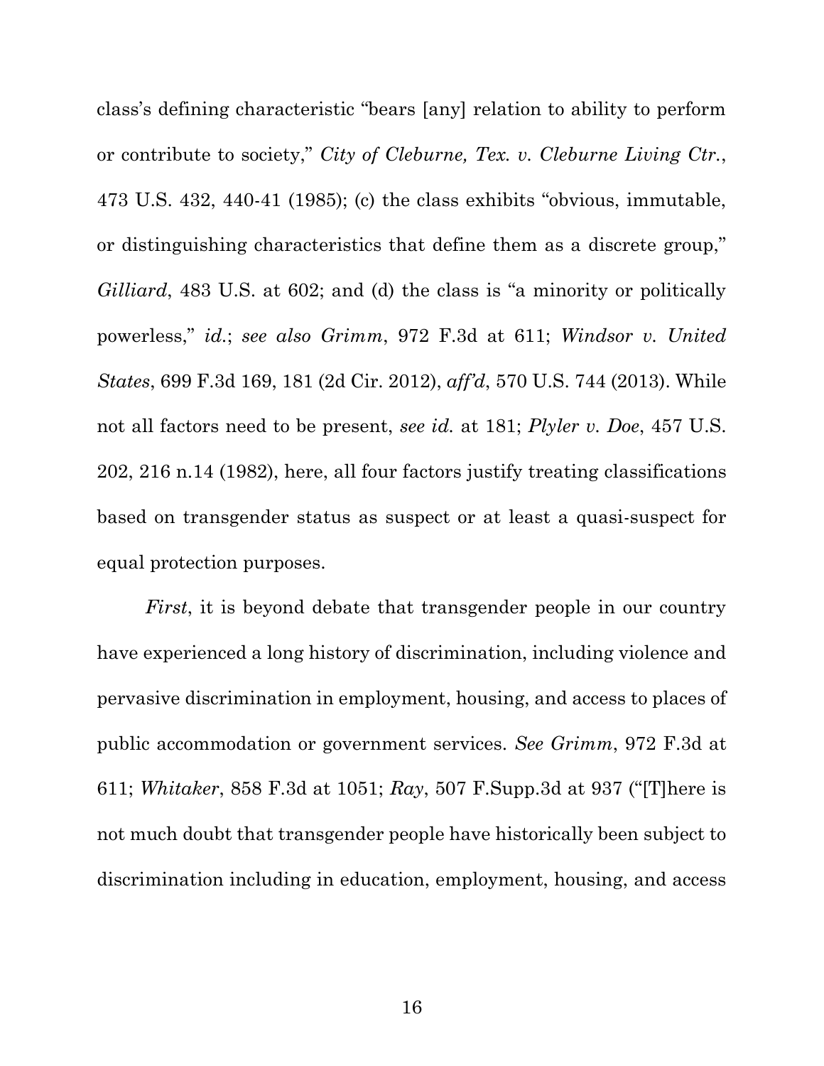class's defining characteristic "bears [any] relation to ability to perform or contribute to society," *City of Cleburne, Tex. v. Cleburne Living Ctr.*, 473 U.S. 432, 440-41 (1985); (c) the class exhibits "obvious, immutable, or distinguishing characteristics that define them as a discrete group," *Gilliard*, 483 U.S. at 602; and (d) the class is "a minority or politically powerless," *id.*; *see also Grimm*, 972 F.3d at 611; *Windsor v. United States*, 699 F.3d 169, 181 (2d Cir. 2012), *aff'd*, 570 U.S. 744 (2013). While not all factors need to be present, *see id.* at 181; *Plyler v. Doe*, 457 U.S. 202, 216 n.14 (1982), here, all four factors justify treating classifications based on transgender status as suspect or at least a quasi-suspect for equal protection purposes.

*First*, it is beyond debate that transgender people in our country have experienced a long history of discrimination, including violence and pervasive discrimination in employment, housing, and access to places of public accommodation or government services. *See Grimm*, 972 F.3d at 611; *Whitaker*, 858 F.3d at 1051; *Ray*, 507 F.Supp.3d at 937 ("[T]here is not much doubt that transgender people have historically been subject to discrimination including in education, employment, housing, and access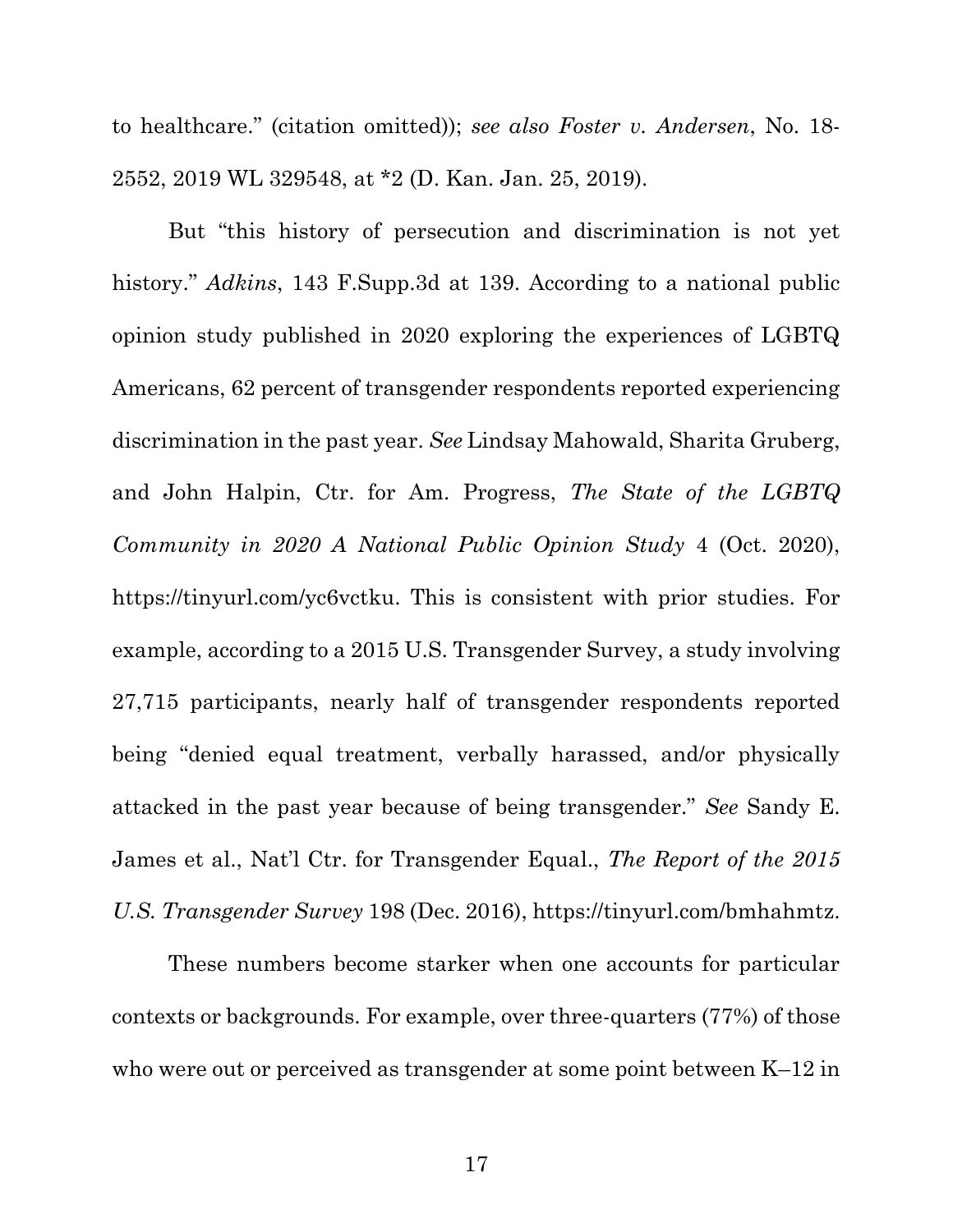to healthcare." (citation omitted)); *see also Foster v. Andersen*, No. 18-2552, 2019 WL 329548, at *2 (D. Kan. Jan. 25, 2019).

But "this history of persecution and discrimination is not yet history." *Adkins*, 143 F.Supp.3d at 139. According to a national public opinion study published in 2020 exploring the experiences of LGBTQ Americans, 62 percent of transgender respondents reported experiencing discrimination in the past year. *See* Lindsay Mahowald, Sharita Gruberg, and John Halpin, Ctr. for Am. Progress, *The State of the LGBTQ Community in 2020 A National Public Opinion Study* 4 (Oct. 2020), https://tinyurl.com/yc6vctku. This is consistent with prior studies. For example, according to a 2015 U.S. Transgender Survey, a study involving 27,715 participants, nearly half of transgender respondents reported being "denied equal treatment, verbally harassed, and/or physically attacked in the past year because of being transgender." *See* Sandy E. James et al., Nat'l Ctr. for Transgender Equal., *The Report of the 2015 U.S. Transgender Survey* 198 (Dec. 2016), https://tinyurl.com/bmhahmtz.

These numbers become starker when one accounts for particular contexts or backgrounds. For example, over three-quarters (77%) of those who were out or perceived as transgender at some point between K–12 in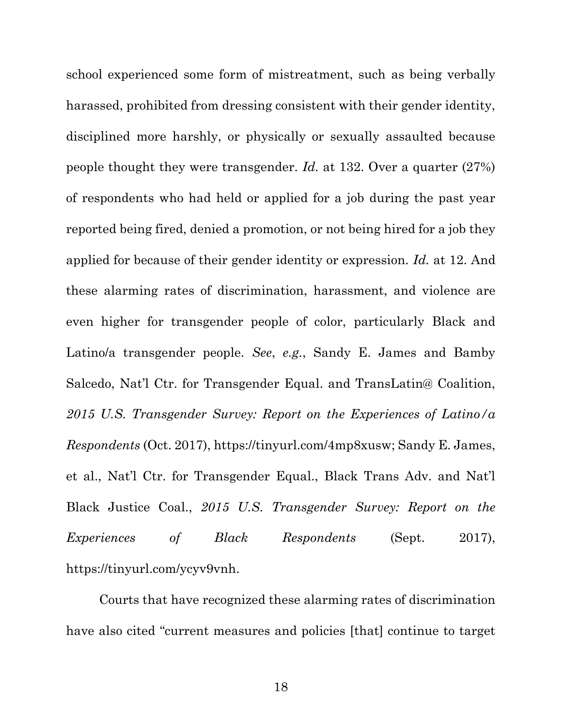school experienced some form of mistreatment, such as being verbally harassed, prohibited from dressing consistent with their gender identity, disciplined more harshly, or physically or sexually assaulted because people thought they were transgender. *Id.* at 132. Over a quarter (27%) of respondents who had held or applied for a job during the past year reported being fired, denied a promotion, or not being hired for a job they applied for because of their gender identity or expression. *Id.* at 12. And these alarming rates of discrimination, harassment, and violence are even higher for transgender people of color, particularly Black and Latino/a transgender people. *See*, *e.g.*, Sandy E. James and Bamby Salcedo, Nat'l Ctr. for Transgender Equal. and TransLatin@ Coalition, *2015 U.S. Transgender Survey: Report on the Experiences of Latino/a Respondents* (Oct. 2017), https://tinyurl.com/4mp8xusw; Sandy E. James, et al., Nat'l Ctr. for Transgender Equal., Black Trans Adv. and Nat'l Black Justice Coal., *2015 U.S. Transgender Survey: Report on the Experiences of Black Respondents* (Sept. 2017), https://tinyurl.com/ycyv9vnh.

Courts that have recognized these alarming rates of discrimination have also cited "current measures and policies [that] continue to target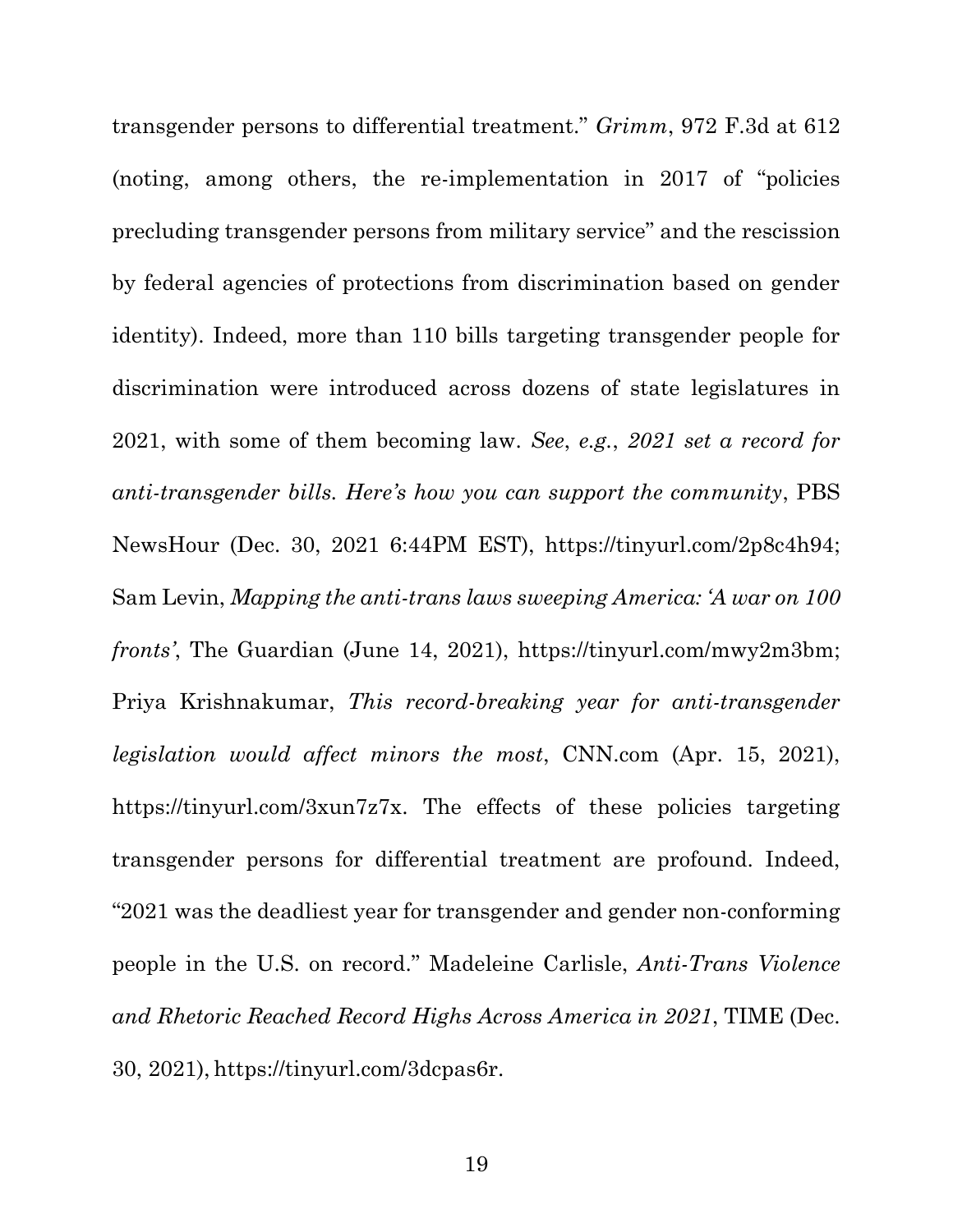transgender persons to differential treatment." *Grimm*, 972 F.3d at 612 (noting, among others, the re-implementation in 2017 of "policies precluding transgender persons from military service" and the rescission by federal agencies of protections from discrimination based on gender identity). Indeed, more than 110 bills targeting transgender people for discrimination were introduced across dozens of state legislatures in 2021, with some of them becoming law. *See*, *e.g.*, *2021 set a record for anti-transgender bills. Here's how you can support the community*, PBS NewsHour (Dec. 30, 2021 6:44PM EST), https://tinyurl.com/2p8c4h94; Sam Levin, *Mapping the anti-trans laws sweeping America: 'A war on 100 fronts'*, The Guardian (June 14, 2021), https://tinyurl.com/mwy2m3bm; Priya Krishnakumar, *This record-breaking year for anti-transgender legislation would affect minors the most*, CNN.com (Apr. 15, 2021), https://tinyurl.com/3xun7z7x. The effects of these policies targeting transgender persons for differential treatment are profound. Indeed, "2021 was the deadliest year for transgender and gender non-conforming people in the U.S. on record." Madeleine Carlisle, *Anti-Trans Violence and Rhetoric Reached Record Highs Across America in 2021*, TIME (Dec. 30, 2021), https://tinyurl.com/3dcpas6r.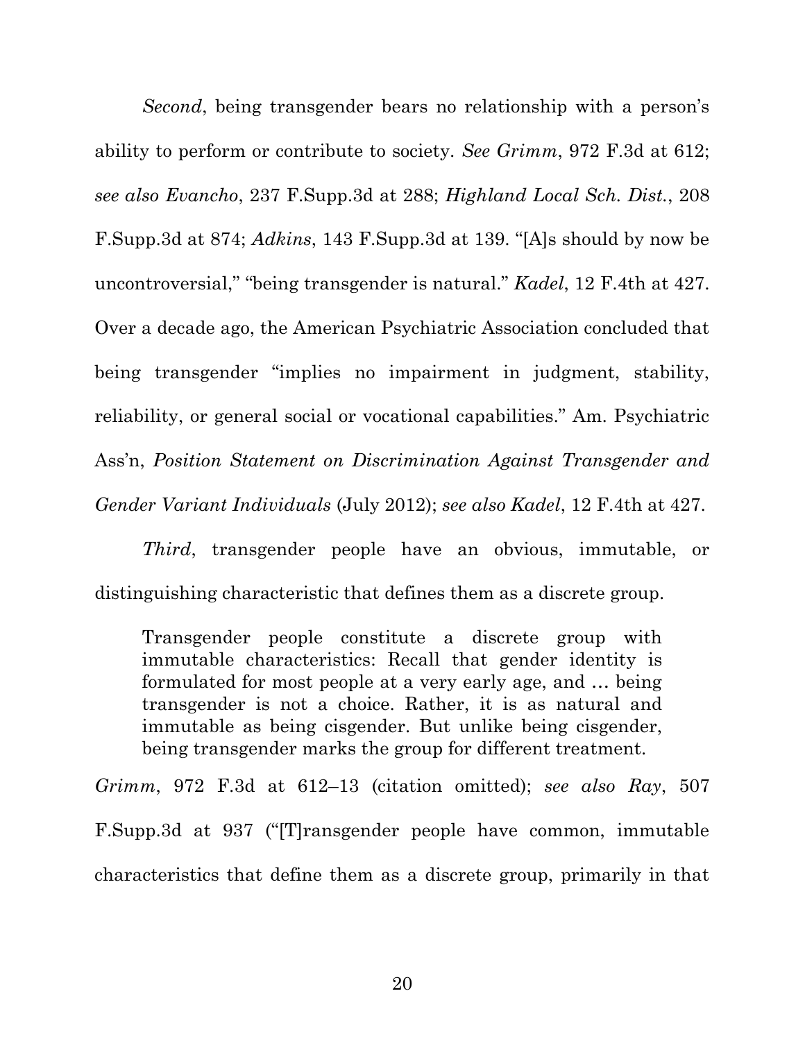*Second*, being transgender bears no relationship with a person's ability to perform or contribute to society. *See Grimm*, 972 F.3d at 612; *see also Evancho*, 237 F.Supp.3d at 288; *Highland Local Sch. Dist.*, 208 F.Supp.3d at 874; *Adkins*, 143 F.Supp.3d at 139. "[A]s should by now be uncontroversial," "being transgender is natural." *Kadel*, 12 F.4th at 427. Over a decade ago, the American Psychiatric Association concluded that being transgender "implies no impairment in judgment, stability, reliability, or general social or vocational capabilities." Am. Psychiatric Ass'n, *Position Statement on Discrimination Against Transgender and Gender Variant Individuals* (July 2012); *see also Kadel*, 12 F.4th at 427.

*Third*, transgender people have an obvious, immutable, or distinguishing characteristic that defines them as a discrete group.

> Transgender people constitute a discrete group with immutable characteristics: Recall that gender identity is formulated for most people at a very early age, and … being transgender is not a choice. Rather, it is as natural and immutable as being cisgender. But unlike being cisgender, being transgender marks the group for different treatment.

*Grimm*, 972 F.3d at 612–13 (citation omitted); *see also Ray*, 507 F.Supp.3d at 937 ("[T]ransgender people have common, immutable characteristics that define them as a discrete group, primarily in that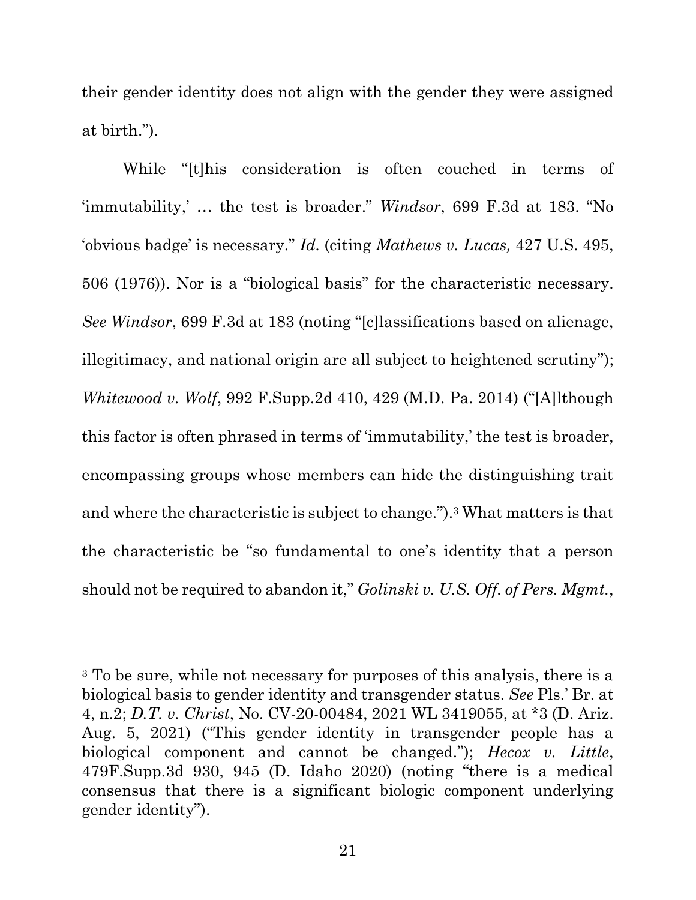their gender identity does not align with the gender they were assigned at birth.").

While "[t]his consideration is often couched in terms of 'immutability,' … the test is broader." *Windsor*, 699 F.3d at 183. "No 'obvious badge' is necessary." *Id.* (citing *Mathews v. Lucas,* 427 U.S. 495, 506 (1976)). Nor is a "biological basis" for the characteristic necessary. *See Windsor*, 699 F.3d at 183 (noting "[c]lassifications based on alienage, illegitimacy, and national origin are all subject to heightened scrutiny"); *Whitewood v. Wolf*, 992 F.Supp.2d 410, 429 (M.D. Pa. 2014) ("[A]lthough this factor is often phrased in terms of 'immutability,' the test is broader, encompassing groups whose members can hide the distinguishing trait and where the characteristic is subject to change.").[3] What matters is that the characteristic be "so fundamental to one's identity that a person should not be required to abandon it," *Golinski v. U.S. Off. of Pers. Mgmt.*,

---

[3] To be sure, while not necessary for purposes of this analysis, there is a biological basis to gender identity and transgender status. *See* Pls.' Br. at 4, n.2; *D.T. v. Christ*, No. CV-20-00484, 2021 WL 3419055, at *3 (D. Ariz. Aug. 5, 2021) ("This gender identity in transgender people has a biological component and cannot be changed."); *Hecox v. Little*, 479F.Supp.3d 930, 945 (D. Idaho 2020) (noting "there is a medical consensus that there is a significant biologic component underlying gender identity").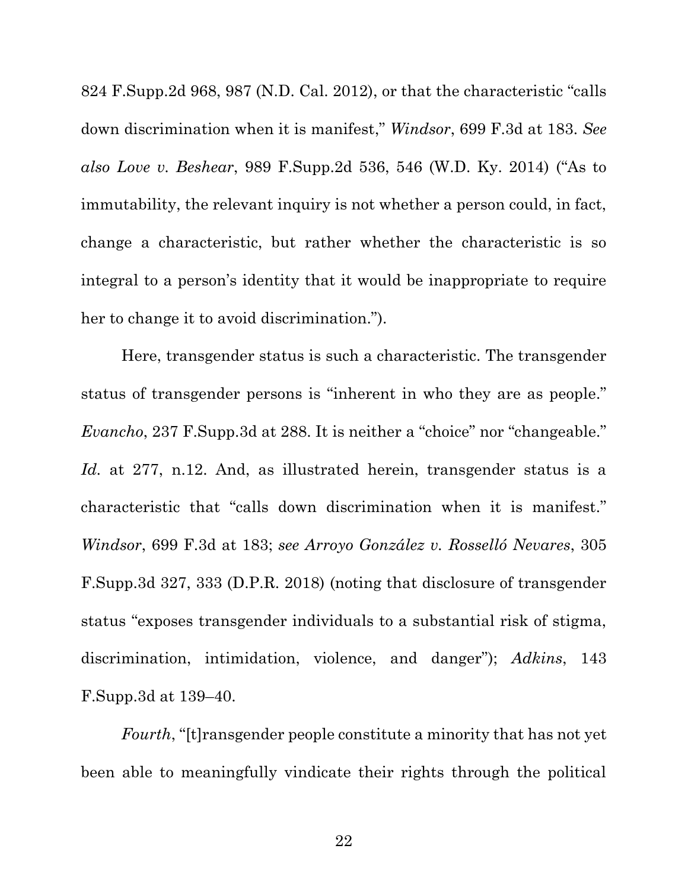824 F.Supp.2d 968, 987 (N.D. Cal. 2012), or that the characteristic "calls down discrimination when it is manifest," *Windsor*, 699 F.3d at 183. *See also Love v. Beshear*, 989 F.Supp.2d 536, 546 (W.D. Ky. 2014) ("As to immutability, the relevant inquiry is not whether a person could, in fact, change a characteristic, but rather whether the characteristic is so integral to a person's identity that it would be inappropriate to require her to change it to avoid discrimination.").

Here, transgender status is such a characteristic. The transgender status of transgender persons is "inherent in who they are as people." *Evancho*, 237 F.Supp.3d at 288. It is neither a "choice" nor "changeable." *Id.* at 277, n.12. And, as illustrated herein, transgender status is a characteristic that "calls down discrimination when it is manifest." *Windsor*, 699 F.3d at 183; *see Arroyo González v. Rosselló Nevares*, 305 F.Supp.3d 327, 333 (D.P.R. 2018) (noting that disclosure of transgender status "exposes transgender individuals to a substantial risk of stigma, discrimination, intimidation, violence, and danger"); *Adkins*, 143 F.Supp.3d at 139–40.

*Fourth*, "[t]ransgender people constitute a minority that has not yet been able to meaningfully vindicate their rights through the political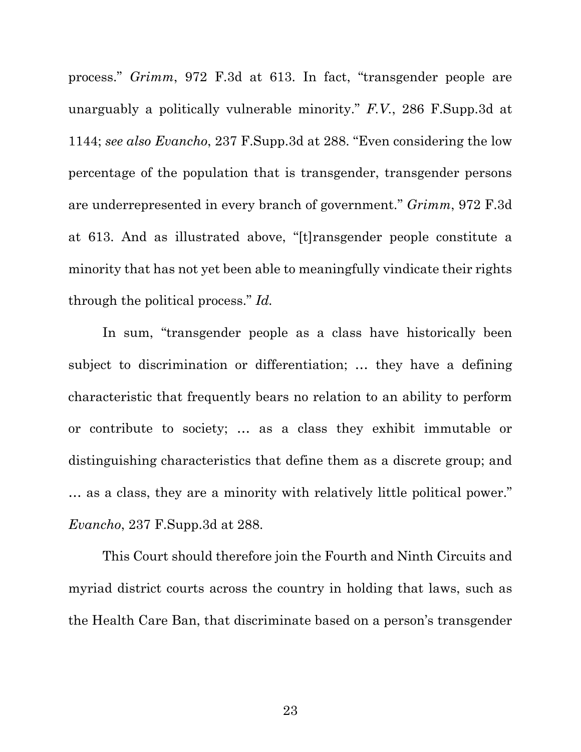process." *Grimm*, 972 F.3d at 613. In fact, "transgender people are unarguably a politically vulnerable minority." *F.V.*, 286 F.Supp.3d at 1144; *see also Evancho*, 237 F.Supp.3d at 288. "Even considering the low percentage of the population that is transgender, transgender persons are underrepresented in every branch of government." *Grimm*, 972 F.3d at 613. And as illustrated above, "[t]ransgender people constitute a minority that has not yet been able to meaningfully vindicate their rights through the political process." *Id.*

In sum, "transgender people as a class have historically been subject to discrimination or differentiation; … they have a defining characteristic that frequently bears no relation to an ability to perform or contribute to society; … as a class they exhibit immutable or distinguishing characteristics that define them as a discrete group; and … as a class, they are a minority with relatively little political power." *Evancho*, 237 F.Supp.3d at 288.

This Court should therefore join the Fourth and Ninth Circuits and myriad district courts across the country in holding that laws, such as the Health Care Ban, that discriminate based on a person's transgender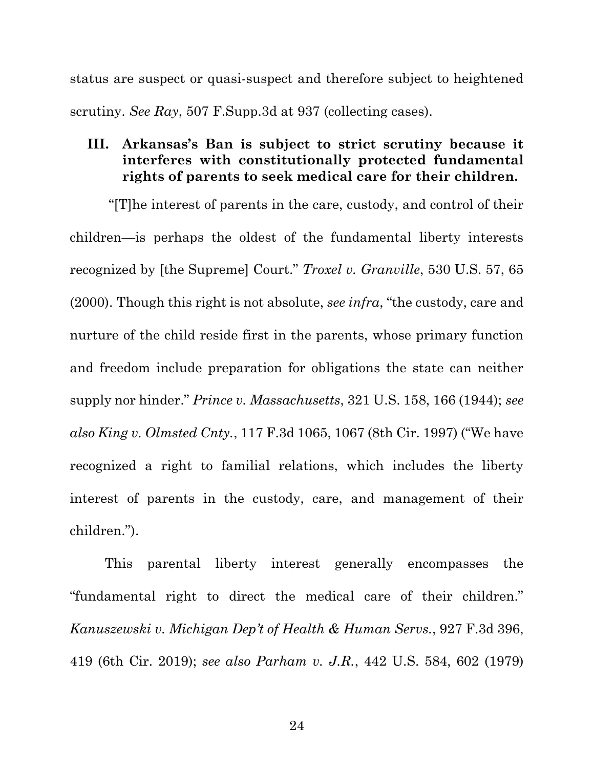status are suspect or quasi-suspect and therefore subject to heightened scrutiny. *See Ray*, 507 F.Supp.3d at 937 (collecting cases).

### III. Arkansas's Ban is subject to strict scrutiny because it interferes with constitutionally protected fundamental rights of parents to seek medical care for their children.

"[T]he interest of parents in the care, custody, and control of their children—is perhaps the oldest of the fundamental liberty interests recognized by [the Supreme] Court." *Troxel v. Granville*, 530 U.S. 57, 65 (2000). Though this right is not absolute, *see infra*, "the custody, care and nurture of the child reside first in the parents, whose primary function and freedom include preparation for obligations the state can neither supply nor hinder." *Prince v. Massachusetts*, 321 U.S. 158, 166 (1944); *see also King v. Olmsted Cnty.*, 117 F.3d 1065, 1067 (8th Cir. 1997) ("We have recognized a right to familial relations, which includes the liberty interest of parents in the custody, care, and management of their children.").

This parental liberty interest generally encompasses the "fundamental right to direct the medical care of their children." *Kanuszewski v. Michigan Dep't of Health & Human Servs.*, 927 F.3d 396, 419 (6th Cir. 2019); *see also Parham v. J.R.*, 442 U.S. 584, 602 (1979)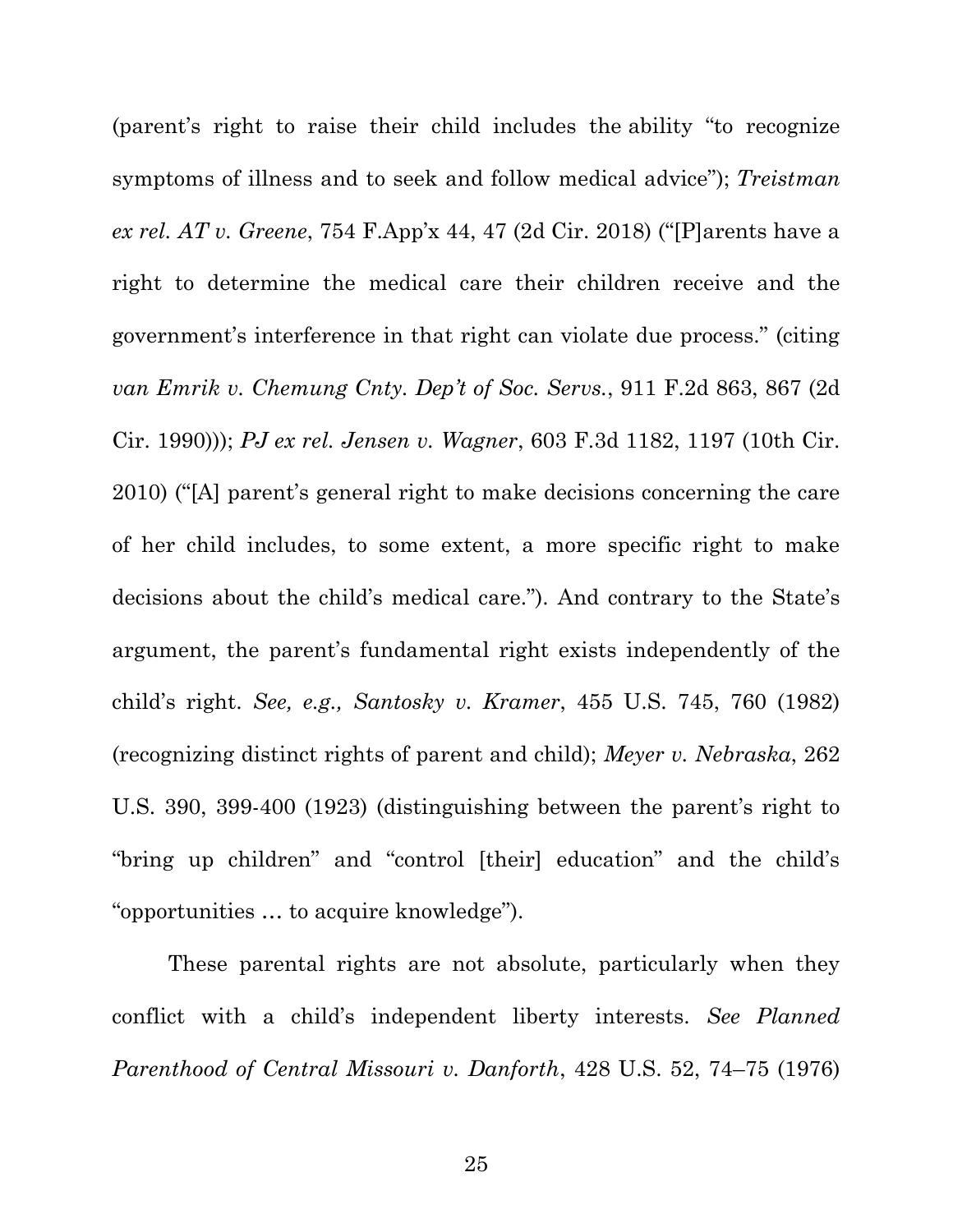(parent's right to raise their child includes the ability "to recognize symptoms of illness and to seek and follow medical advice"); *Treistman ex rel. AT v. Greene*, 754 F.App'x 44, 47 (2d Cir. 2018) ("[P]arents have a right to determine the medical care their children receive and the government's interference in that right can violate due process." (citing *van Emrik v. Chemung Cnty. Dep't of Soc. Servs.*, 911 F.2d 863, 867 (2d Cir. 1990))); *PJ ex rel. Jensen v. Wagner*, 603 F.3d 1182, 1197 (10th Cir. 2010) ("[A] parent's general right to make decisions concerning the care of her child includes, to some extent, a more specific right to make decisions about the child's medical care."). And contrary to the State's argument, the parent's fundamental right exists independently of the child's right. *See, e.g., Santosky v. Kramer*, 455 U.S. 745, 760 (1982) (recognizing distinct rights of parent and child); *Meyer v. Nebraska*, 262 U.S. 390, 399-400 (1923) (distinguishing between the parent's right to "bring up children" and "control [their] education" and the child's "opportunities … to acquire knowledge").

These parental rights are not absolute, particularly when they conflict with a child's independent liberty interests. *See Planned Parenthood of Central Missouri v. Danforth*, 428 U.S. 52, 74–75 (1976)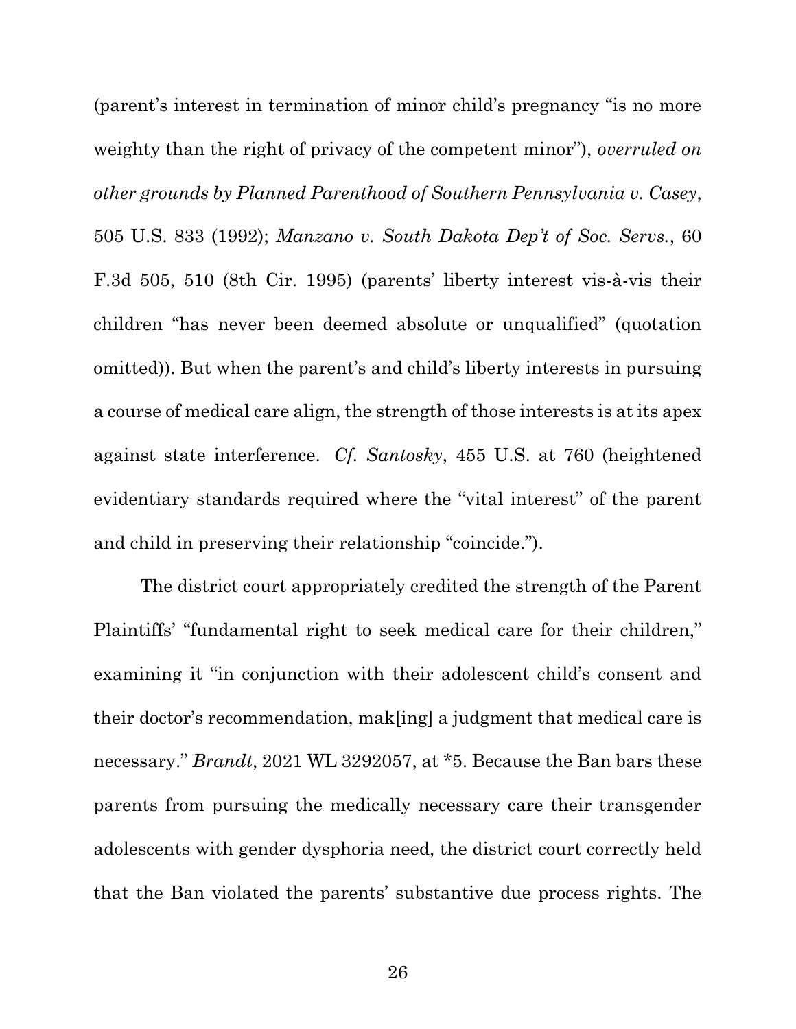(parent's interest in termination of minor child's pregnancy "is no more weighty than the right of privacy of the competent minor"), *overruled on other grounds by Planned Parenthood of Southern Pennsylvania v. Casey*, 505 U.S. 833 (1992); *Manzano v. South Dakota Dep't of Soc. Servs.*, 60 F.3d 505, 510 (8th Cir. 1995) (parents' liberty interest vis-à-vis their children "has never been deemed absolute or unqualified" (quotation omitted)). But when the parent's and child's liberty interests in pursuing a course of medical care align, the strength of those interests is at its apex against state interference. *Cf. Santosky*, 455 U.S. at 760 (heightened evidentiary standards required where the "vital interest" of the parent and child in preserving their relationship "coincide.").

The district court appropriately credited the strength of the Parent Plaintiffs' "fundamental right to seek medical care for their children," examining it "in conjunction with their adolescent child's consent and their doctor's recommendation, mak[ing] a judgment that medical care is necessary." *Brandt*, 2021 WL 3292057, at *5. Because the Ban bars these parents from pursuing the medically necessary care their transgender adolescents with gender dysphoria need, the district court correctly held that the Ban violated the parents' substantive due process rights. The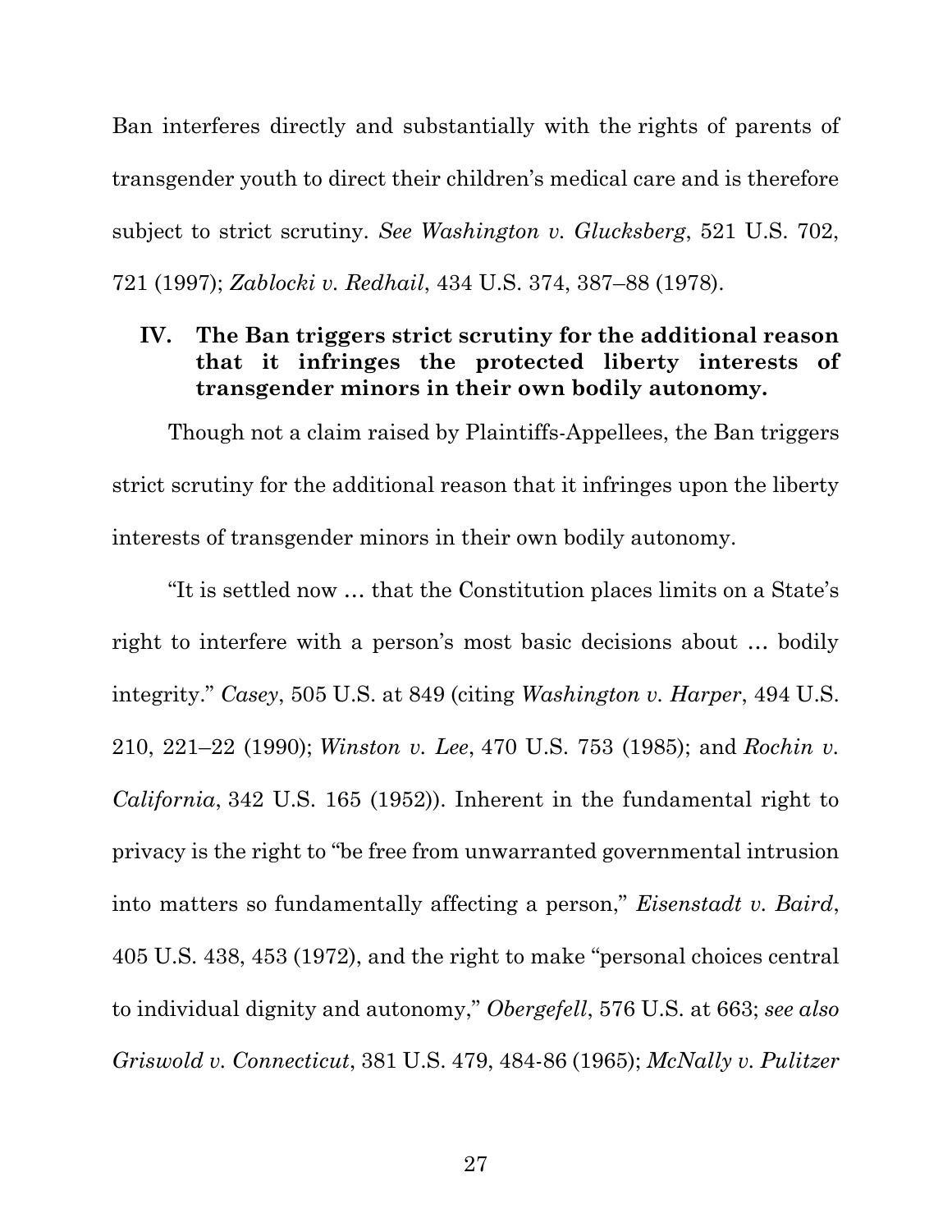Ban interferes directly and substantially with the rights of parents of transgender youth to direct their children's medical care and is therefore subject to strict scrutiny. *See Washington v. Glucksberg*, 521 U.S. 702, 721 (1997); *Zablocki v. Redhail*, 434 U.S. 374, 387–88 (1978).

## IV. The Ban triggers strict scrutiny for the additional reason that it infringes the protected liberty interests of transgender minors in their own bodily autonomy.

Though not a claim raised by Plaintiffs-Appellees, the Ban triggers strict scrutiny for the additional reason that it infringes upon the liberty interests of transgender minors in their own bodily autonomy.

"It is settled now … that the Constitution places limits on a State's right to interfere with a person's most basic decisions about … bodily integrity." *Casey*, 505 U.S. at 849 (citing *Washington v. Harper*, 494 U.S. 210, 221–22 (1990); *Winston v. Lee*, 470 U.S. 753 (1985); and *Rochin v. California*, 342 U.S. 165 (1952)). Inherent in the fundamental right to privacy is the right to "be free from unwarranted governmental intrusion into matters so fundamentally affecting a person," *Eisenstadt v. Baird*, 405 U.S. 438, 453 (1972), and the right to make "personal choices central to individual dignity and autonomy," *Obergefell*, 576 U.S. at 663; *see also Griswold v. Connecticut*, 381 U.S. 479, 484-86 (1965); *McNally v. Pulitzer*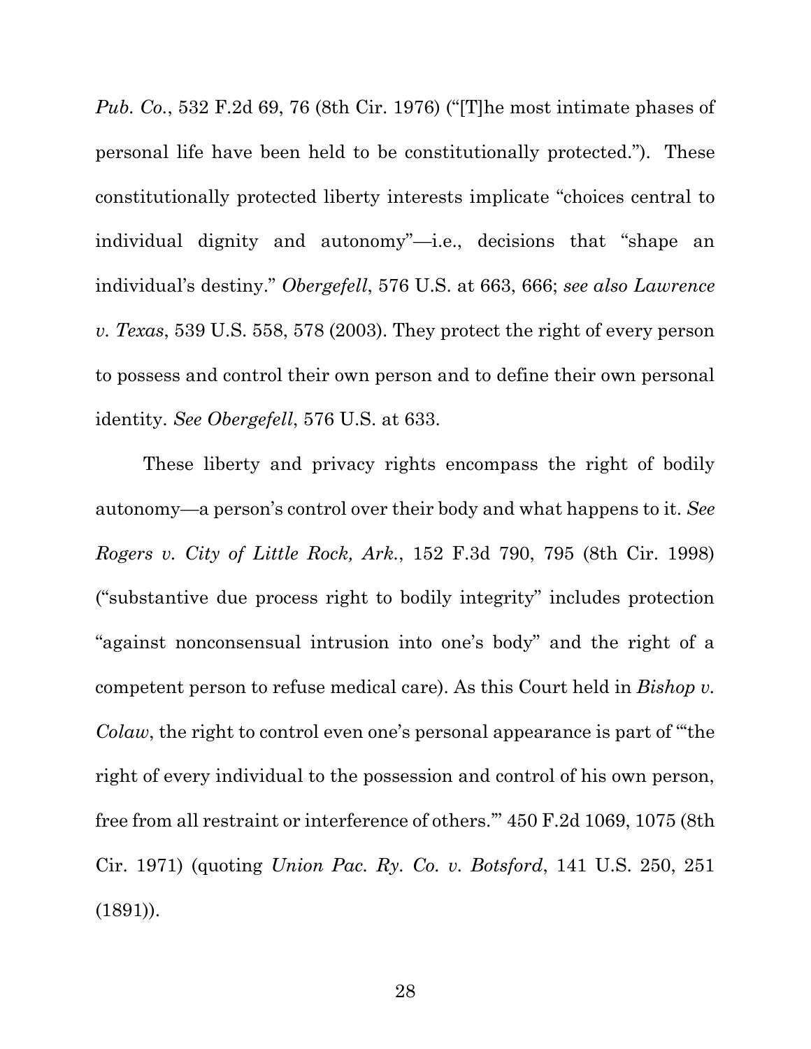*Pub. Co.*, 532 F.2d 69, 76 (8th Cir. 1976) ("[T]he most intimate phases of personal life have been held to be constitutionally protected."). These constitutionally protected liberty interests implicate "choices central to individual dignity and autonomy"—i.e., decisions that "shape an individual's destiny." *Obergefell*, 576 U.S. at 663, 666; *see also Lawrence v. Texas*, 539 U.S. 558, 578 (2003). They protect the right of every person to possess and control their own person and to define their own personal identity. *See Obergefell*, 576 U.S. at 633.

These liberty and privacy rights encompass the right of bodily autonomy—a person's control over their body and what happens to it. *See Rogers v. City of Little Rock, Ark.*, 152 F.3d 790, 795 (8th Cir. 1998) ("substantive due process right to bodily integrity" includes protection "against nonconsensual intrusion into one's body" and the right of a competent person to refuse medical care). As this Court held in *Bishop v. Colaw*, the right to control even one's personal appearance is part of "'the right of every individual to the possession and control of his own person, free from all restraint or interference of others.'" 450 F.2d 1069, 1075 (8th Cir. 1971) (quoting *Union Pac. Ry. Co. v. Botsford*, 141 U.S. 250, 251 (1891)).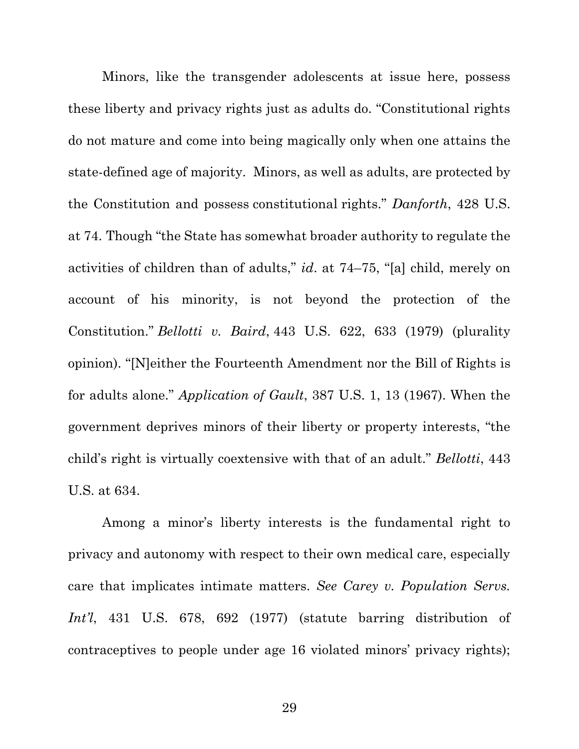Minors, like the transgender adolescents at issue here, possess these liberty and privacy rights just as adults do. "Constitutional rights do not mature and come into being magically only when one attains the state-defined age of majority. Minors, as well as adults, are protected by the Constitution and possess constitutional rights." *Danforth*, 428 U.S. at 74. Though "the State has somewhat broader authority to regulate the activities of children than of adults," *id*. at 74–75, "[a] child, merely on account of his minority, is not beyond the protection of the Constitution." *Bellotti v. Baird*, 443 U.S. 622, 633 (1979) (plurality opinion). "[N]either the Fourteenth Amendment nor the Bill of Rights is for adults alone." *Application of Gault*, 387 U.S. 1, 13 (1967). When the government deprives minors of their liberty or property interests, "the child's right is virtually coextensive with that of an adult." *Bellotti*, 443 U.S. at 634.

Among a minor's liberty interests is the fundamental right to privacy and autonomy with respect to their own medical care, especially care that implicates intimate matters. *See Carey v. Population Servs. Int'l*, 431 U.S. 678, 692 (1977) (statute barring distribution of contraceptives to people under age 16 violated minors' privacy rights);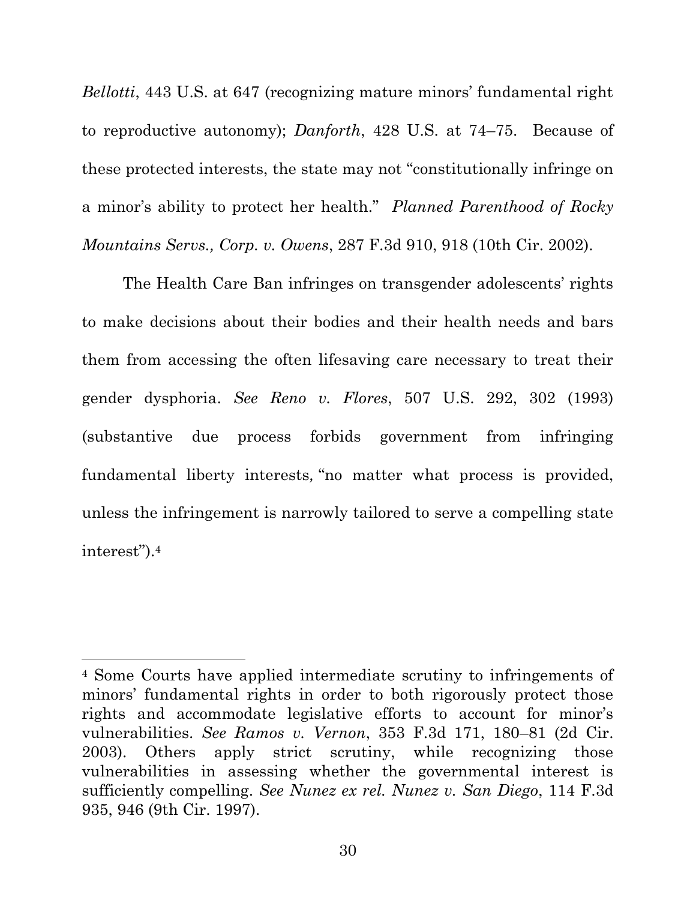*Bellotti*, 443 U.S. at 647 (recognizing mature minors' fundamental right to reproductive autonomy); *Danforth*, 428 U.S. at 74–75. Because of these protected interests, the state may not "constitutionally infringe on a minor's ability to protect her health." *Planned Parenthood of Rocky Mountains Servs., Corp. v. Owens*, 287 F.3d 910, 918 (10th Cir. 2002).

The Health Care Ban infringes on transgender adolescents' rights to make decisions about their bodies and their health needs and bars them from accessing the often lifesaving care necessary to treat their gender dysphoria. *See Reno v. Flores*, 507 U.S. 292, 302 (1993) (substantive due process forbids government from infringing fundamental liberty interests, "no matter what process is provided, unless the infringement is narrowly tailored to serve a compelling state interest").[4]

---

[4] Some Courts have applied intermediate scrutiny to infringements of minors' fundamental rights in order to both rigorously protect those rights and accommodate legislative efforts to account for minor's vulnerabilities. *See Ramos v. Vernon*, 353 F.3d 171, 180–81 (2d Cir. 2003). Others apply strict scrutiny, while recognizing those vulnerabilities in assessing whether the governmental interest is sufficiently compelling. *See Nunez ex rel. Nunez v. San Diego*, 114 F.3d 935, 946 (9th Cir. 1997).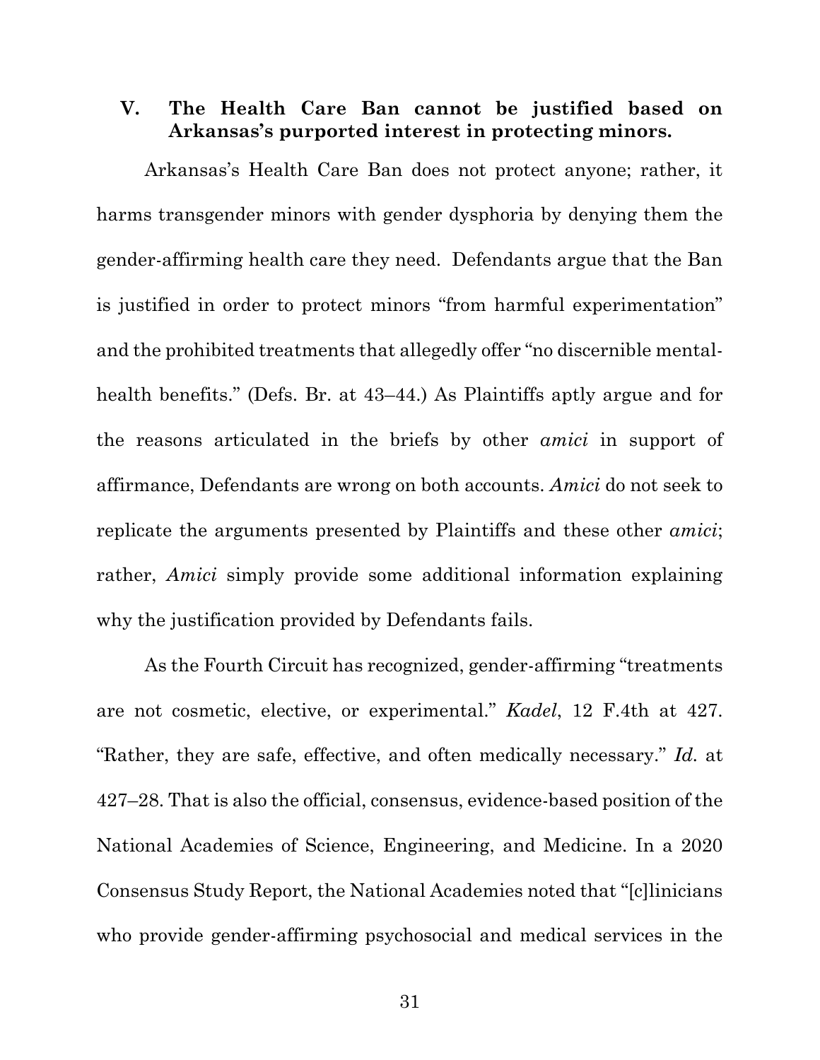## V. The Health Care Ban cannot be justified based on Arkansas's purported interest in protecting minors.

Arkansas's Health Care Ban does not protect anyone; rather, it harms transgender minors with gender dysphoria by denying them the gender-affirming health care they need. Defendants argue that the Ban is justified in order to protect minors "from harmful experimentation" and the prohibited treatments that allegedly offer "no discernible mental-health benefits." (Defs. Br. at 43–44.) As Plaintiffs aptly argue and for the reasons articulated in the briefs by other *amici* in support of affirmance, Defendants are wrong on both accounts. *Amici* do not seek to replicate the arguments presented by Plaintiffs and these other *amici*; rather, *Amici* simply provide some additional information explaining why the justification provided by Defendants fails.

As the Fourth Circuit has recognized, gender-affirming "treatments are not cosmetic, elective, or experimental." *Kadel*, 12 F.4th at 427. "Rather, they are safe, effective, and often medically necessary." *Id.* at 427–28. That is also the official, consensus, evidence-based position of the National Academies of Science, Engineering, and Medicine. In a 2020 Consensus Study Report, the National Academies noted that "[c]linicians who provide gender-affirming psychosocial and medical services in the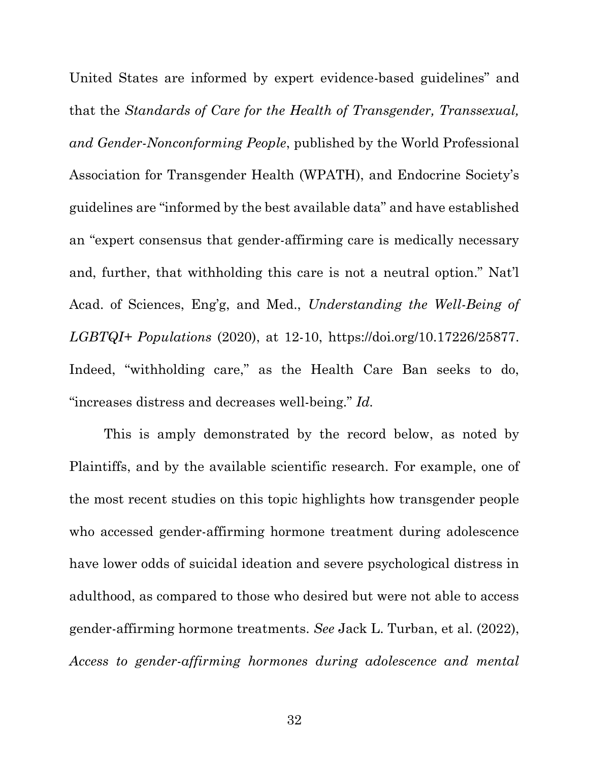United States are informed by expert evidence-based guidelines" and that the *Standards of Care for the Health of Transgender, Transsexual, and Gender-Nonconforming People*, published by the World Professional Association for Transgender Health (WPATH), and Endocrine Society's guidelines are "informed by the best available data" and have established an "expert consensus that gender-affirming care is medically necessary and, further, that withholding this care is not a neutral option." Nat'l Acad. of Sciences, Eng'g, and Med., *Understanding the Well-Being of LGBTQI+ Populations* (2020), at 12-10, https://doi.org/10.17226/25877. Indeed, "withholding care," as the Health Care Ban seeks to do, "increases distress and decreases well-being." *Id.*

This is amply demonstrated by the record below, as noted by Plaintiffs, and by the available scientific research. For example, one of the most recent studies on this topic highlights how transgender people who accessed gender-affirming hormone treatment during adolescence have lower odds of suicidal ideation and severe psychological distress in adulthood, as compared to those who desired but were not able to access gender-affirming hormone treatments. *See* Jack L. Turban, et al. (2022), *Access to gender-affirming hormones during adolescence and mental*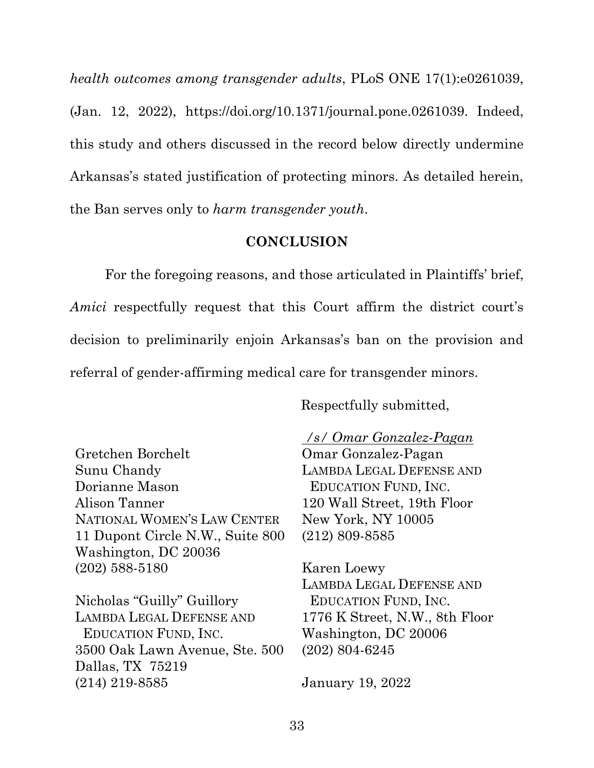*health outcomes among transgender adults*, PLoS ONE 17(1):e0261039, (Jan. 12, 2022), https://doi.org/10.1371/journal.pone.0261039. Indeed, this study and others discussed in the record below directly undermine Arkansas's stated justification of protecting minors. As detailed herein, the Ban serves only to *harm transgender youth*.

## CONCLUSION

For the foregoing reasons, and those articulated in Plaintiffs' brief, *Amici* respectfully request that this Court affirm the district court's decision to preliminarily enjoin Arkansas's ban on the provision and referral of gender-affirming medical care for transgender minors.

Respectfully submitted,

*/s/ Omar Gonzalez-Pagan*
Omar Gonzalez-Pagan
LAMBDA LEGAL DEFENSE AND EDUCATION FUND, INC.
120 Wall Street, 19th Floor
New York, NY 10005
(212) 809-8585

Karen Loewy
LAMBDA LEGAL DEFENSE AND EDUCATION FUND, INC.
1776 K Street, N.W., 8th Floor
Washington, DC 20006
(202) 804-6245

January 19, 2022

Gretchen Borchelt
Sunu Chandy
Dorianne Mason
Alison Tanner
NATIONAL WOMEN'S LAW CENTER
11 Dupont Circle N.W., Suite 800
Washington, DC 20036
(202) 588-5180

Nicholas "Guilly" Guillory
LAMBDA LEGAL DEFENSE AND EDUCATION FUND, INC.
3500 Oak Lawn Avenue, Ste. 500
Dallas, TX 75219
(214) 219-8585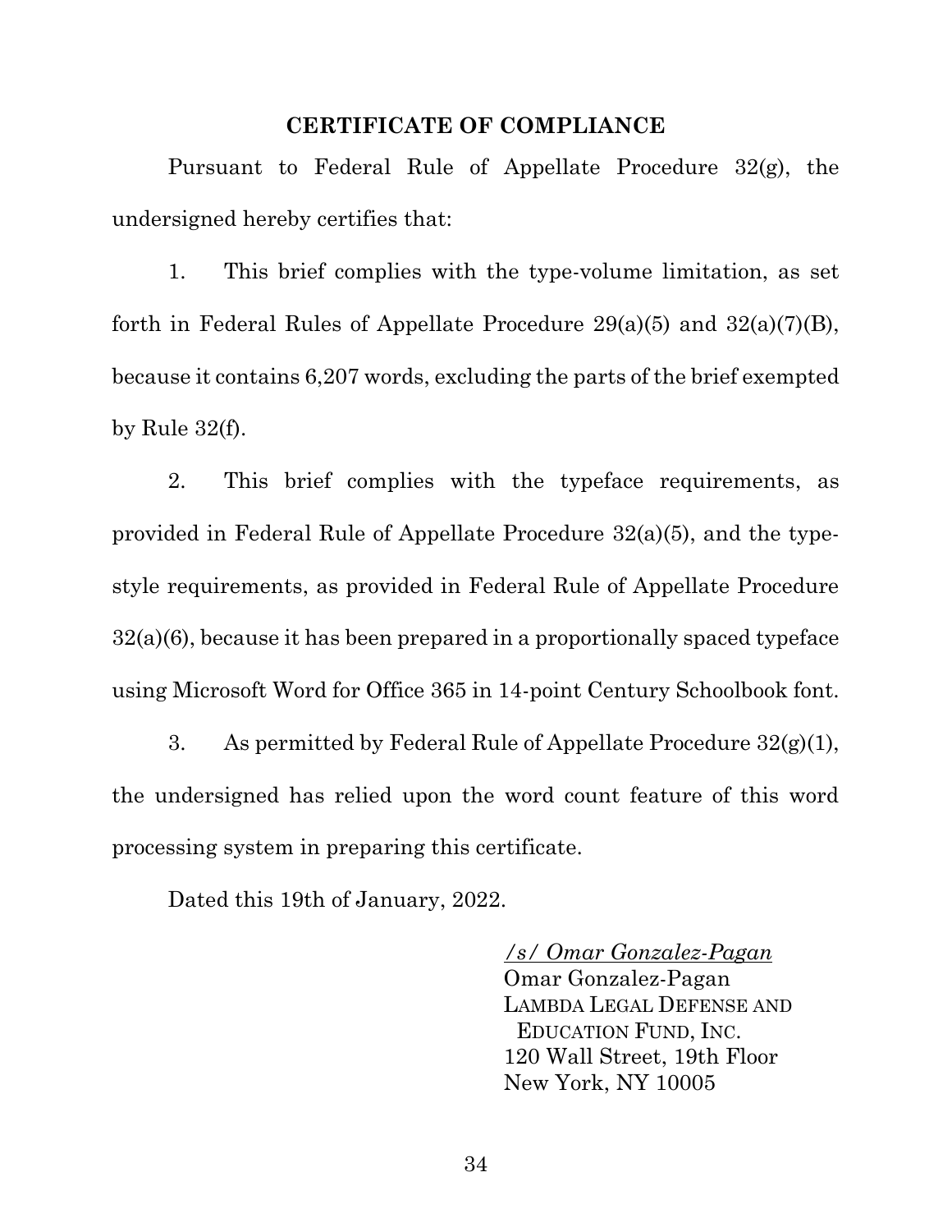## CERTIFICATE OF COMPLIANCE

Pursuant to Federal Rule of Appellate Procedure 32(g), the undersigned hereby certifies that:

1. This brief complies with the type-volume limitation, as set forth in Federal Rules of Appellate Procedure 29(a)(5) and 32(a)(7)(B), because it contains 6,207 words, excluding the parts of the brief exempted by Rule 32(f).

2. This brief complies with the typeface requirements, as provided in Federal Rule of Appellate Procedure 32(a)(5), and the type-style requirements, as provided in Federal Rule of Appellate Procedure 32(a)(6), because it has been prepared in a proportionally spaced typeface using Microsoft Word for Office 365 in 14-point Century Schoolbook font.

3. As permitted by Federal Rule of Appellate Procedure 32(g)(1), the undersigned has relied upon the word count feature of this word processing system in preparing this certificate.

Dated this 19th of January, 2022.

*/s/ Omar Gonzalez-Pagan*
Omar Gonzalez-Pagan
LAMBDA LEGAL DEFENSE AND EDUCATION FUND, INC.
120 Wall Street, 19th Floor
New York, NY 10005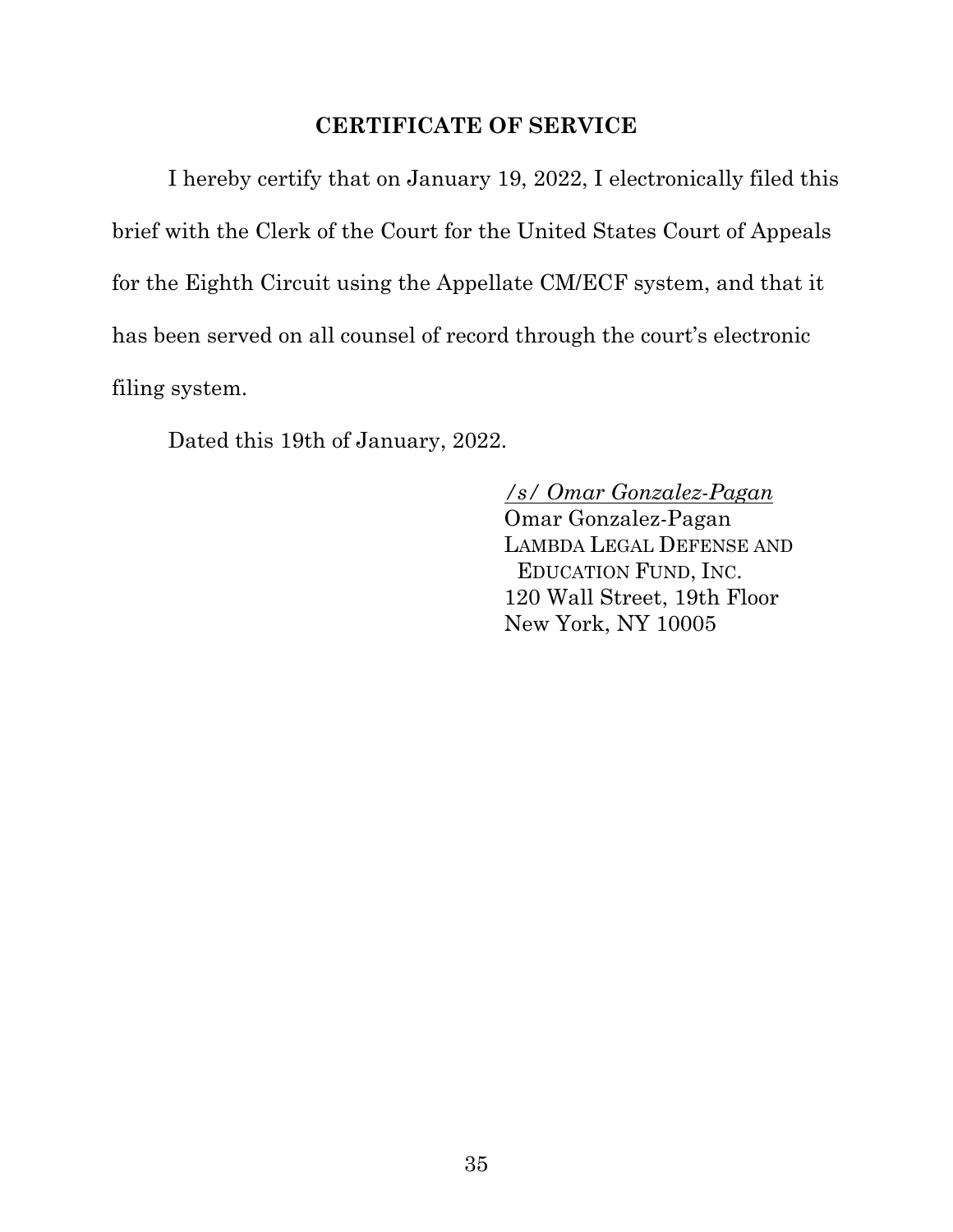## CERTIFICATE OF SERVICE

I hereby certify that on January 19, 2022, I electronically filed this brief with the Clerk of the Court for the United States Court of Appeals for the Eighth Circuit using the Appellate CM/ECF system, and that it has been served on all counsel of record through the court's electronic filing system.

Dated this 19th of January, 2022.

*/s/ Omar Gonzalez-Pagan*
Omar Gonzalez-Pagan
LAMBDA LEGAL DEFENSE AND
EDUCATION FUND, INC.
120 Wall Street, 19th Floor
New York, NY 10005